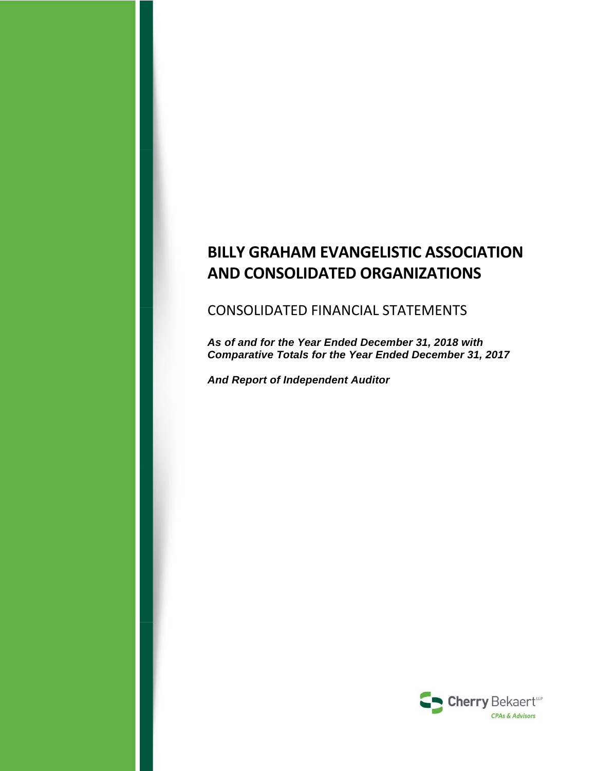# BILLY GRAHAM EVANGELISTIC ASSOCIATION AND CONSOLIDATED ORGANIZATIONS

## CONSOLIDATED FINANCIAL STATEMENTS

***As of and for the Year Ended December 31, 2018 with Comparative Totals for the Year Ended December 31, 2017***

***And Report of Independent Auditor***

Cherry Bekaert LLP
CPAs & Advisors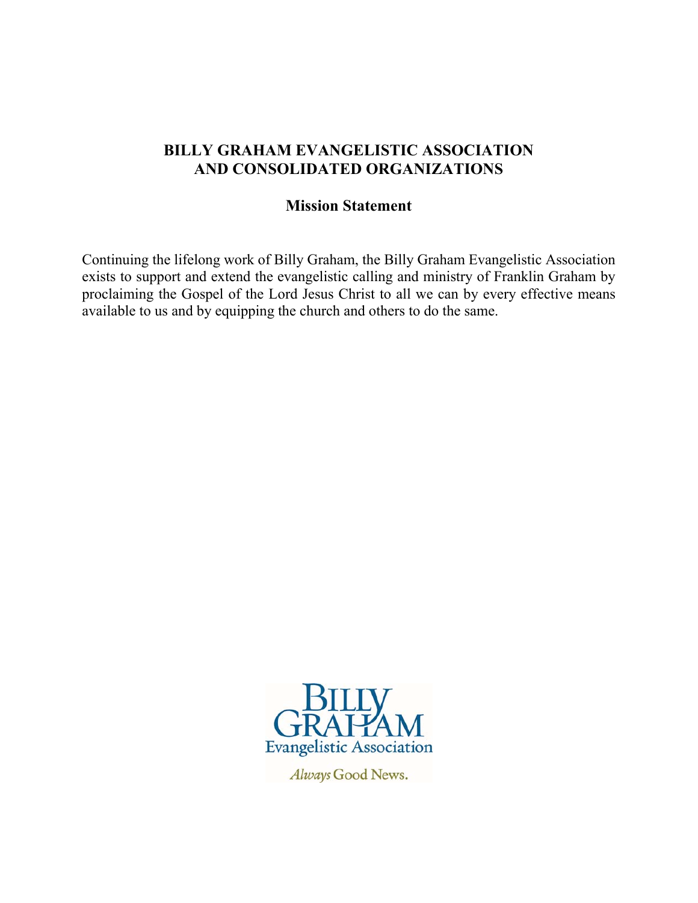# BILLY GRAHAM EVANGELISTIC ASSOCIATION AND CONSOLIDATED ORGANIZATIONS

## Mission Statement

Continuing the lifelong work of Billy Graham, the Billy Graham Evangelistic Association exists to support and extend the evangelistic calling and ministry of Franklin Graham by proclaiming the Gospel of the Lord Jesus Christ to all we can by every effective means available to us and by equipping the church and others to do the same.

BILLY GRAHAM

Evangelistic Association

*Always* Good News.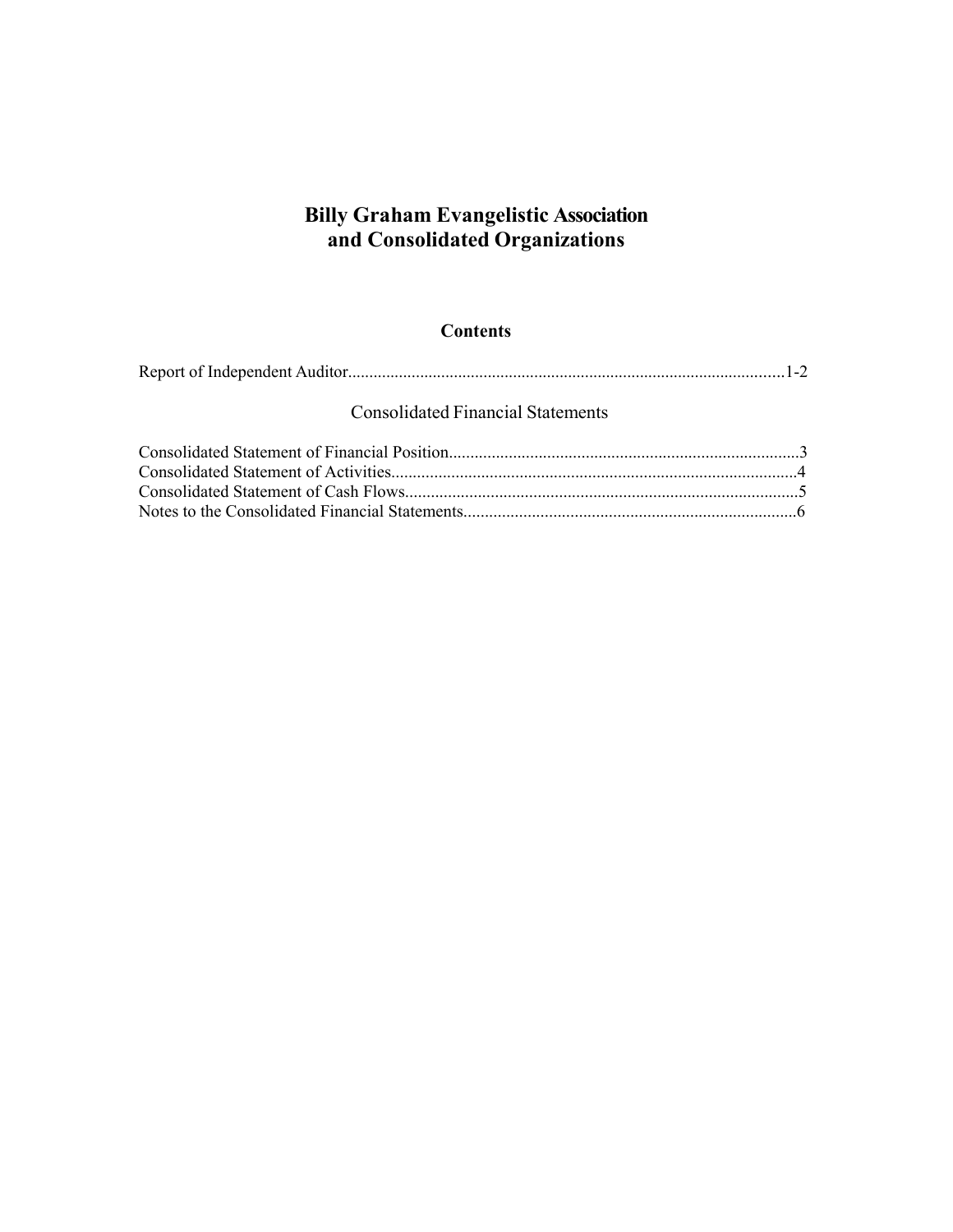# Billy Graham Evangelistic Association and Consolidated Organizations

## Contents

Report of Independent Auditor.....................................................................................................1-2

### Consolidated Financial Statements

Consolidated Statement of Financial Position.................................................................................3
Consolidated Statement of Activities..............................................................................................4
Consolidated Statement of Cash Flows...........................................................................................5
Notes to the Consolidated Financial Statements.............................................................................6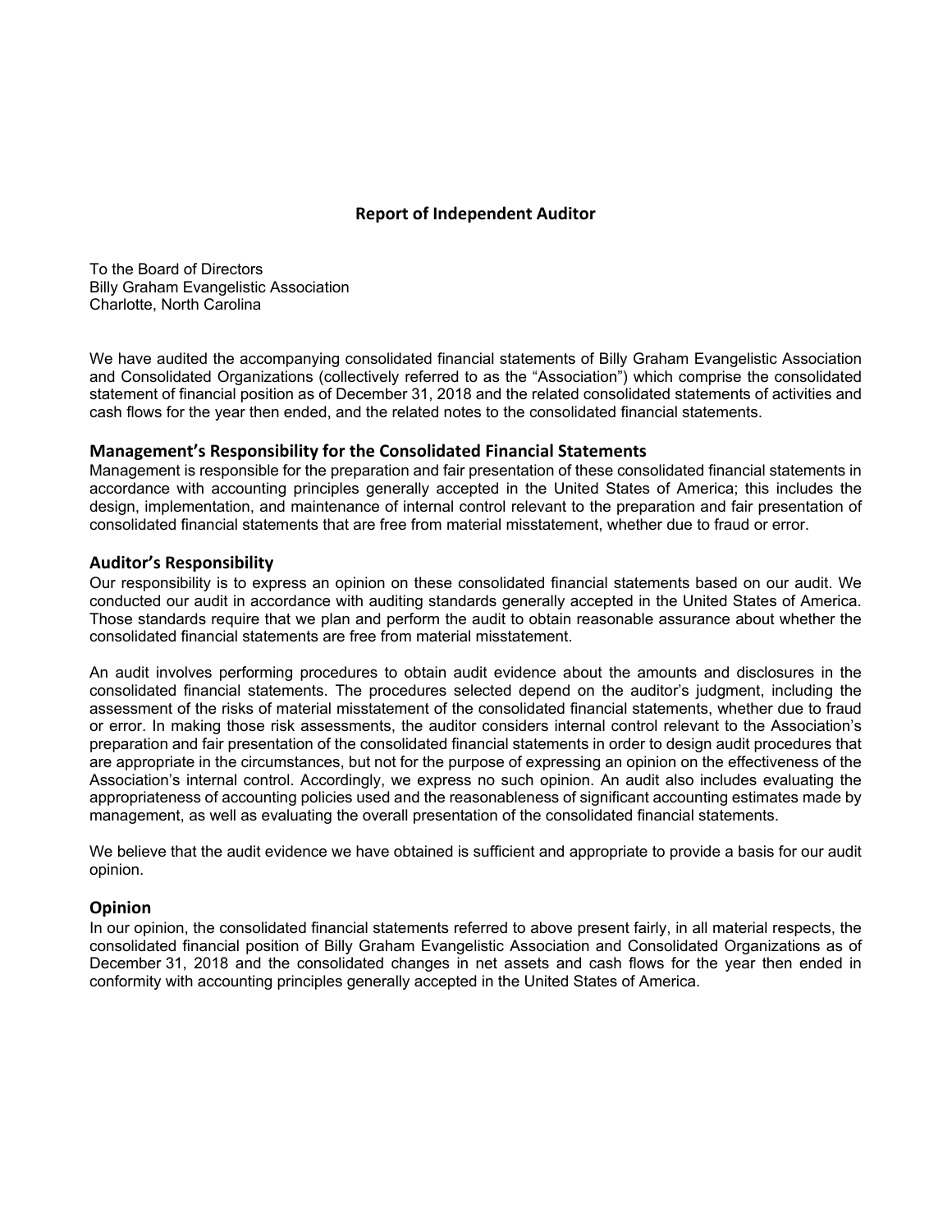# Report of Independent Auditor

To the Board of Directors
Billy Graham Evangelistic Association
Charlotte, North Carolina

We have audited the accompanying consolidated financial statements of Billy Graham Evangelistic Association and Consolidated Organizations (collectively referred to as the "Association") which comprise the consolidated statement of financial position as of December 31, 2018 and the related consolidated statements of activities and cash flows for the year then ended, and the related notes to the consolidated financial statements.

## Management's Responsibility for the Consolidated Financial Statements

Management is responsible for the preparation and fair presentation of these consolidated financial statements in accordance with accounting principles generally accepted in the United States of America; this includes the design, implementation, and maintenance of internal control relevant to the preparation and fair presentation of consolidated financial statements that are free from material misstatement, whether due to fraud or error.

## Auditor's Responsibility

Our responsibility is to express an opinion on these consolidated financial statements based on our audit. We conducted our audit in accordance with auditing standards generally accepted in the United States of America. Those standards require that we plan and perform the audit to obtain reasonable assurance about whether the consolidated financial statements are free from material misstatement.

An audit involves performing procedures to obtain audit evidence about the amounts and disclosures in the consolidated financial statements. The procedures selected depend on the auditor's judgment, including the assessment of the risks of material misstatement of the consolidated financial statements, whether due to fraud or error. In making those risk assessments, the auditor considers internal control relevant to the Association's preparation and fair presentation of the consolidated financial statements in order to design audit procedures that are appropriate in the circumstances, but not for the purpose of expressing an opinion on the effectiveness of the Association's internal control. Accordingly, we express no such opinion. An audit also includes evaluating the appropriateness of accounting policies used and the reasonableness of significant accounting estimates made by management, as well as evaluating the overall presentation of the consolidated financial statements.

We believe that the audit evidence we have obtained is sufficient and appropriate to provide a basis for our audit opinion.

## Opinion

In our opinion, the consolidated financial statements referred to above present fairly, in all material respects, the consolidated financial position of Billy Graham Evangelistic Association and Consolidated Organizations as of December 31, 2018 and the consolidated changes in net assets and cash flows for the year then ended in conformity with accounting principles generally accepted in the United States of America.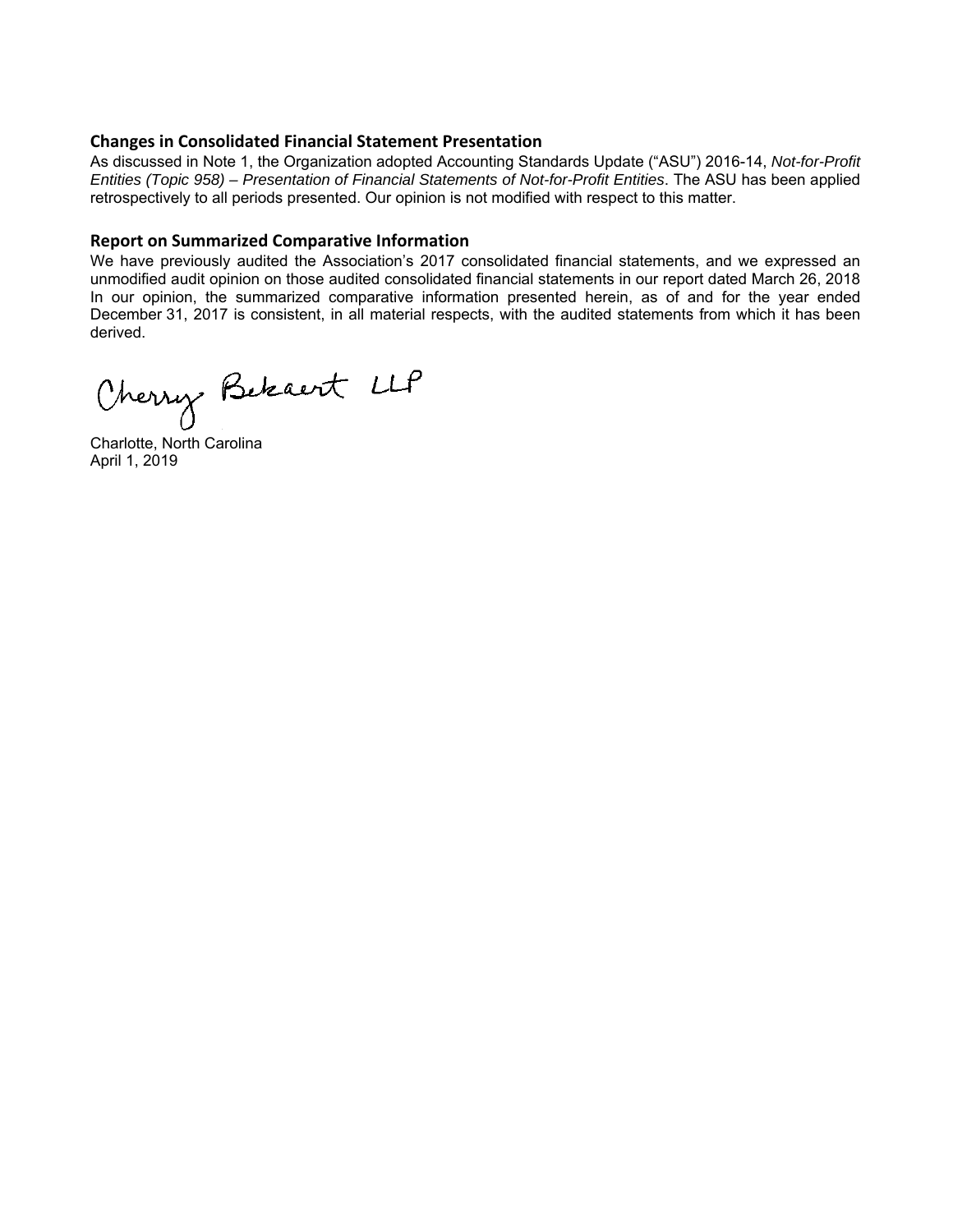## Changes in Consolidated Financial Statement Presentation

As discussed in Note 1, the Organization adopted Accounting Standards Update ("ASU") 2016-14, *Not-for-Profit Entities (Topic 958) – Presentation of Financial Statements of Not-for-Profit Entities*. The ASU has been applied retrospectively to all periods presented. Our opinion is not modified with respect to this matter.

## Report on Summarized Comparative Information

We have previously audited the Association's 2017 consolidated financial statements, and we expressed an unmodified audit opinion on those audited consolidated financial statements in our report dated March 26, 2018 In our opinion, the summarized comparative information presented herein, as of and for the year ended December 31, 2017 is consistent, in all material respects, with the audited statements from which it has been derived.

Cherry Bekaert LLP

Charlotte, North Carolina
April 1, 2019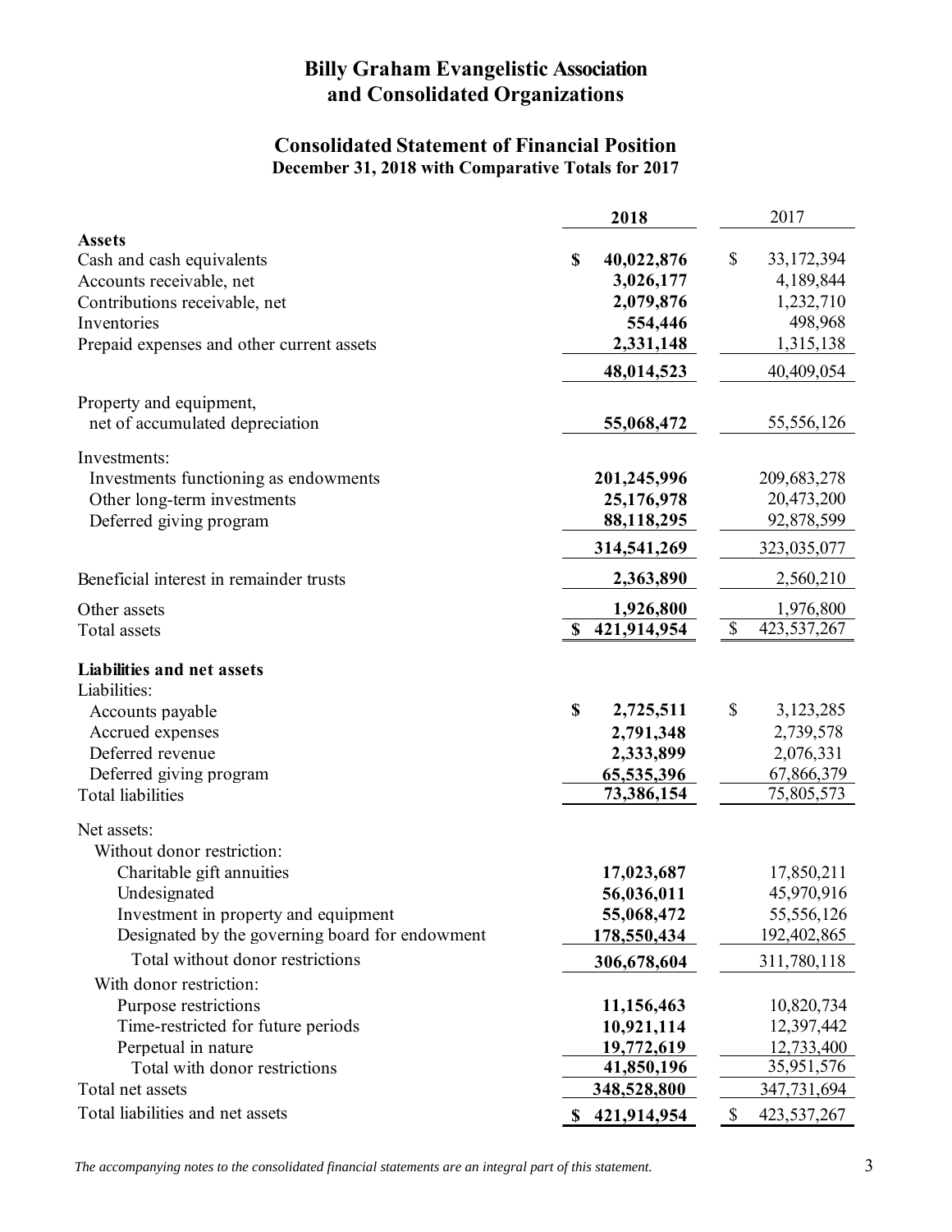# Billy Graham Evangelistic Association and Consolidated Organizations

## Consolidated Statement of Financial Position

**December 31, 2018 with Comparative Totals for 2017**

| | **2018** | 2017 |
|---|---|---|
| **Assets** | | |
| Cash and cash equivalents | **$ 40,022,876** | $ 33,172,394 |
| Accounts receivable, net | **3,026,177** | 4,189,844 |
| Contributions receivable, net | **2,079,876** | 1,232,710 |
| Inventories | **554,446** | 498,968 |
| Prepaid expenses and other current assets | **2,331,148** | 1,315,138 |
| | **48,014,523** | 40,409,054 |
| Property and equipment, net of accumulated depreciation | **55,068,472** | 55,556,126 |
| Investments: | | |
| Investments functioning as endowments | **201,245,996** | 209,683,278 |
| Other long-term investments | **25,176,978** | 20,473,200 |
| Deferred giving program | **88,118,295** | 92,878,599 |
| | **314,541,269** | 323,035,077 |
| Beneficial interest in remainder trusts | **2,363,890** | 2,560,210 |
| Other assets | **1,926,800** | 1,976,800 |
| Total assets | **$ 421,914,954** | $ 423,537,267 |
| **Liabilities and net assets** | | |
| Liabilities: | | |
| Accounts payable | **$ 2,725,511** | $ 3,123,285 |
| Accrued expenses | **2,791,348** | 2,739,578 |
| Deferred revenue | **2,333,899** | 2,076,331 |
| Deferred giving program | **65,535,396** | 67,866,379 |
| Total liabilities | **73,386,154** | 75,805,573 |
| Net assets: | | |
| Without donor restriction: | | |
| Charitable gift annuities | **17,023,687** | 17,850,211 |
| Undesignated | **56,036,011** | 45,970,916 |
| Investment in property and equipment | **55,068,472** | 55,556,126 |
| Designated by the governing board for endowment | **178,550,434** | 192,402,865 |
| Total without donor restrictions | **306,678,604** | 311,780,118 |
| With donor restriction: | | |
| Purpose restrictions | **11,156,463** | 10,820,734 |
| Time-restricted for future periods | **10,921,114** | 12,397,442 |
| Perpetual in nature | **19,772,619** | 12,733,400 |
| Total with donor restrictions | **41,850,196** | 35,951,576 |
| Total net assets | **348,528,800** | 347,731,694 |
| Total liabilities and net assets | **$ 421,914,954** | $ 423,537,267 |

*The accompanying notes to the consolidated financial statements are an integral part of this statement.*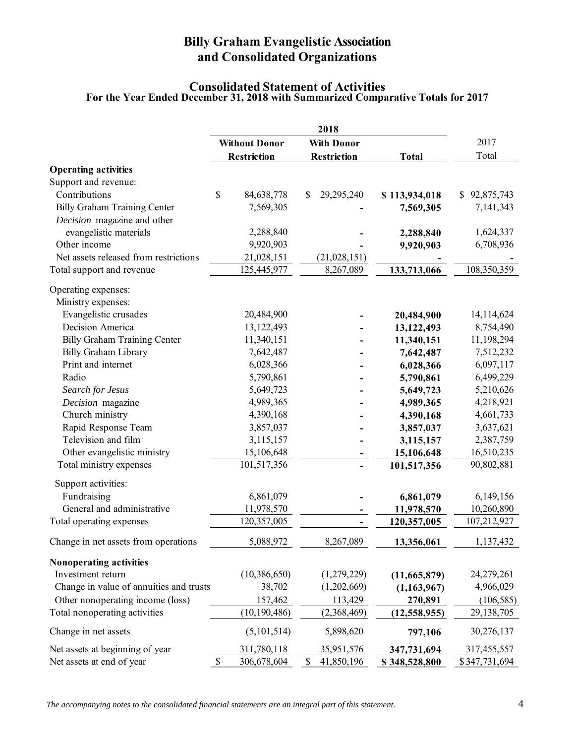# Billy Graham Evangelistic Association and Consolidated Organizations

## Consolidated Statement of Activities
### For the Year Ended December 31, 2018 with Summarized Comparative Totals for 2017

| | 2018 | | | 2017 |
|---|---|---|---|---|
| | Without Donor Restriction | With Donor Restriction | Total | 2017 Total |
| **Operating activities** | | | | |
| Support and revenue: | | | | |
| Contributions | $ 84,638,778 | $ 29,295,240 | **$ 113,934,018** | $ 92,875,743 |
| Billy Graham Training Center | 7,569,305 | - | **7,569,305** | 7,141,343 |
| *Decision* magazine and other evangelistic materials | 2,288,840 | - | **2,288,840** | 1,624,337 |
| Other income | 9,920,903 | - | **9,920,903** | 6,708,936 |
| Net assets released from restrictions | 21,028,151 | (21,028,151) | **-** | - |
| Total support and revenue | 125,445,977 | 8,267,089 | **133,713,066** | 108,350,359 |
| Operating expenses: | | | | |
| Ministry expenses: | | | | |
| Evangelistic crusades | 20,484,900 | - | **20,484,900** | 14,114,624 |
| Decision America | 13,122,493 | - | **13,122,493** | 8,754,490 |
| Billy Graham Training Center | 11,340,151 | - | **11,340,151** | 11,198,294 |
| Billy Graham Library | 7,642,487 | - | **7,642,487** | 7,512,232 |
| Print and internet | 6,028,366 | - | **6,028,366** | 6,097,117 |
| Radio | 5,790,861 | - | **5,790,861** | 6,499,229 |
| *Search for Jesus* | 5,649,723 | - | **5,649,723** | 5,210,626 |
| *Decision* magazine | 4,989,365 | - | **4,989,365** | 4,218,921 |
| Church ministry | 4,390,168 | - | **4,390,168** | 4,661,733 |
| Rapid Response Team | 3,857,037 | - | **3,857,037** | 3,637,621 |
| Television and film | 3,115,157 | - | **3,115,157** | 2,387,759 |
| Other evangelistic ministry | 15,106,648 | - | **15,106,648** | 16,510,235 |
| Total ministry expenses | 101,517,356 | - | **101,517,356** | 90,802,881 |
| Support activities: | | | | |
| Fundraising | 6,861,079 | - | **6,861,079** | 6,149,156 |
| General and administrative | 11,978,570 | - | **11,978,570** | 10,260,890 |
| Total operating expenses | 120,357,005 | - | **120,357,005** | 107,212,927 |
| Change in net assets from operations | 5,088,972 | 8,267,089 | **13,356,061** | 1,137,432 |
| **Nonoperating activities** | | | | |
| Investment return | (10,386,650) | (1,279,229) | **(11,665,879)** | 24,279,261 |
| Change in value of annuities and trusts | 38,702 | (1,202,669) | **(1,163,967)** | 4,966,029 |
| Other nonoperating income (loss) | 157,462 | 113,429 | **270,891** | (106,585) |
| Total nonoperating activities | (10,190,486) | (2,368,469) | **(12,558,955)** | 29,138,705 |
| Change in net assets | (5,101,514) | 5,898,620 | **797,106** | 30,276,137 |
| Net assets at beginning of year | 311,780,118 | 35,951,576 | **347,731,694** | 317,455,557 |
| Net assets at end of year | $ 306,678,604 | $ 41,850,196 | **$ 348,528,800** | $ 347,731,694 |

*The accompanying notes to the consolidated financial statements are an integral part of this statement.*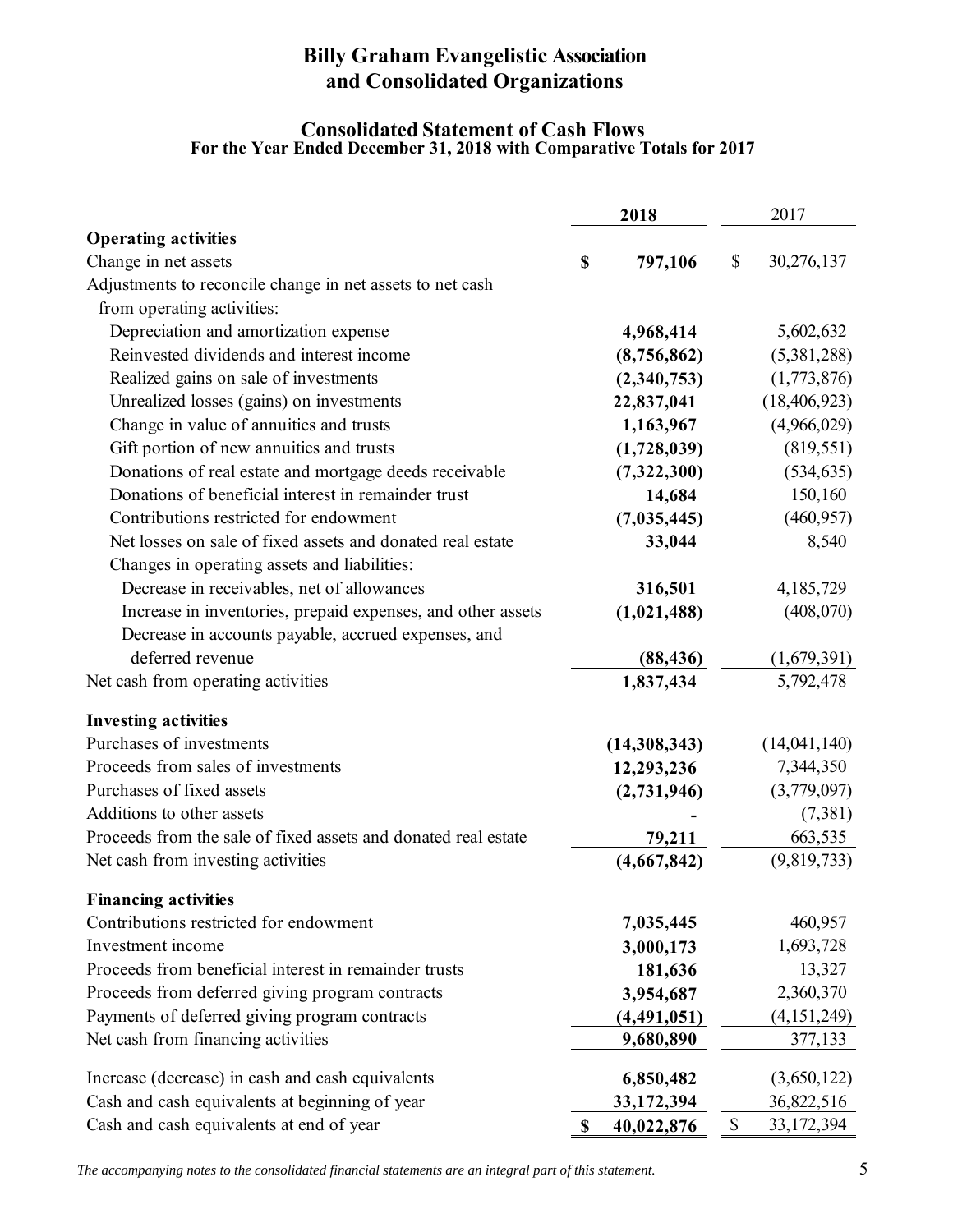# Billy Graham Evangelistic Association and Consolidated Organizations

## Consolidated Statement of Cash Flows

### For the Year Ended December 31, 2018 with Comparative Totals for 2017

| | 2018 | 2017 |
|---|---|---|
| **Operating activities** | | |
| Change in net assets | $ 797,106 | $ 30,276,137 |
| Adjustments to reconcile change in net assets to net cash from operating activities: | | |
| Depreciation and amortization expense | 4,968,414 | 5,602,632 |
| Reinvested dividends and interest income | (8,756,862) | (5,381,288) |
| Realized gains on sale of investments | (2,340,753) | (1,773,876) |
| Unrealized losses (gains) on investments | 22,837,041 | (18,406,923) |
| Change in value of annuities and trusts | 1,163,967 | (4,966,029) |
| Gift portion of new annuities and trusts | (1,728,039) | (819,551) |
| Donations of real estate and mortgage deeds receivable | (7,322,300) | (534,635) |
| Donations of beneficial interest in remainder trust | 14,684 | 150,160 |
| Contributions restricted for endowment | (7,035,445) | (460,957) |
| Net losses on sale of fixed assets and donated real estate | 33,044 | 8,540 |
| Changes in operating assets and liabilities: | | |
| Decrease in receivables, net of allowances | 316,501 | 4,185,729 |
| Increase in inventories, prepaid expenses, and other assets | (1,021,488) | (408,070) |
| Decrease in accounts payable, accrued expenses, and deferred revenue | (88,436) | (1,679,391) |
| Net cash from operating activities | 1,837,434 | 5,792,478 |
| **Investing activities** | | |
| Purchases of investments | (14,308,343) | (14,041,140) |
| Proceeds from sales of investments | 12,293,236 | 7,344,350 |
| Purchases of fixed assets | (2,731,946) | (3,779,097) |
| Additions to other assets | - | (7,381) |
| Proceeds from the sale of fixed assets and donated real estate | 79,211 | 663,535 |
| Net cash from investing activities | (4,667,842) | (9,819,733) |
| **Financing activities** | | |
| Contributions restricted for endowment | 7,035,445 | 460,957 |
| Investment income | 3,000,173 | 1,693,728 |
| Proceeds from beneficial interest in remainder trusts | 181,636 | 13,327 |
| Proceeds from deferred giving program contracts | 3,954,687 | 2,360,370 |
| Payments of deferred giving program contracts | (4,491,051) | (4,151,249) |
| Net cash from financing activities | 9,680,890 | 377,133 |
| Increase (decrease) in cash and cash equivalents | 6,850,482 | (3,650,122) |
| Cash and cash equivalents at beginning of year | 33,172,394 | 36,822,516 |
| Cash and cash equivalents at end of year | $ 40,022,876 | $ 33,172,394 |

*The accompanying notes to the consolidated financial statements are an integral part of this statement.*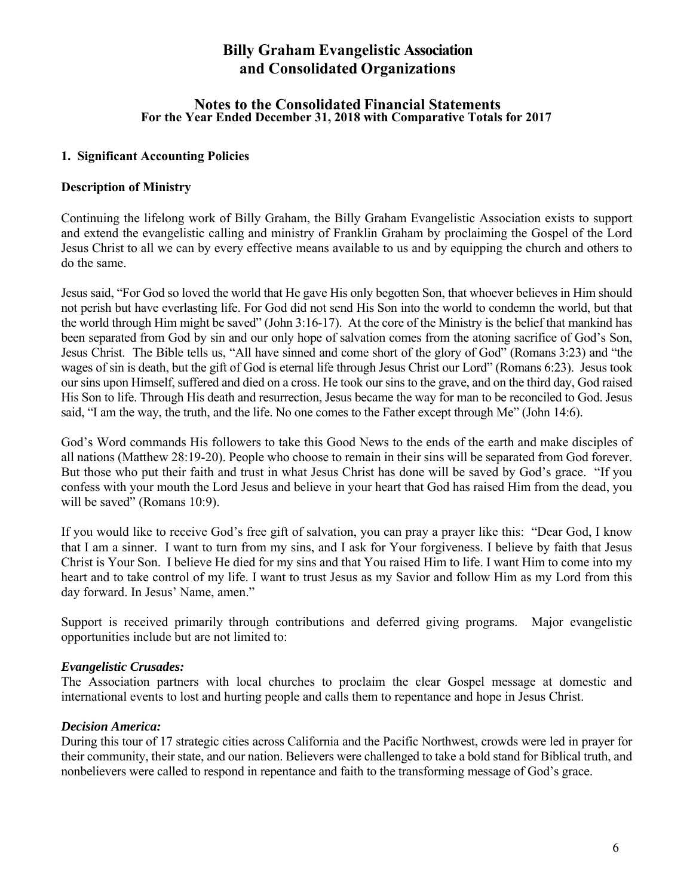# Billy Graham Evangelistic Association and Consolidated Organizations

## Notes to the Consolidated Financial Statements
### For the Year Ended December 31, 2018 with Comparative Totals for 2017

**1. Significant Accounting Policies**

**Description of Ministry**

Continuing the lifelong work of Billy Graham, the Billy Graham Evangelistic Association exists to support and extend the evangelistic calling and ministry of Franklin Graham by proclaiming the Gospel of the Lord Jesus Christ to all we can by every effective means available to us and by equipping the church and others to do the same.

Jesus said, "For God so loved the world that He gave His only begotten Son, that whoever believes in Him should not perish but have everlasting life. For God did not send His Son into the world to condemn the world, but that the world through Him might be saved" (John 3:16-17). At the core of the Ministry is the belief that mankind has been separated from God by sin and our only hope of salvation comes from the atoning sacrifice of God's Son, Jesus Christ. The Bible tells us, "All have sinned and come short of the glory of God" (Romans 3:23) and "the wages of sin is death, but the gift of God is eternal life through Jesus Christ our Lord" (Romans 6:23). Jesus took our sins upon Himself, suffered and died on a cross. He took our sins to the grave, and on the third day, God raised His Son to life. Through His death and resurrection, Jesus became the way for man to be reconciled to God. Jesus said, "I am the way, the truth, and the life. No one comes to the Father except through Me" (John 14:6).

God's Word commands His followers to take this Good News to the ends of the earth and make disciples of all nations (Matthew 28:19-20). People who choose to remain in their sins will be separated from God forever. But those who put their faith and trust in what Jesus Christ has done will be saved by God's grace. "If you confess with your mouth the Lord Jesus and believe in your heart that God has raised Him from the dead, you will be saved" (Romans 10:9).

If you would like to receive God's free gift of salvation, you can pray a prayer like this: "Dear God, I know that I am a sinner. I want to turn from my sins, and I ask for Your forgiveness. I believe by faith that Jesus Christ is Your Son. I believe He died for my sins and that You raised Him to life. I want Him to come into my heart and to take control of my life. I want to trust Jesus as my Savior and follow Him as my Lord from this day forward. In Jesus' Name, amen."

Support is received primarily through contributions and deferred giving programs. Major evangelistic opportunities include but are not limited to:

***Evangelistic Crusades:***
The Association partners with local churches to proclaim the clear Gospel message at domestic and international events to lost and hurting people and calls them to repentance and hope in Jesus Christ.

***Decision America:***
During this tour of 17 strategic cities across California and the Pacific Northwest, crowds were led in prayer for their community, their state, and our nation. Believers were challenged to take a bold stand for Biblical truth, and nonbelievers were called to respond in repentance and faith to the transforming message of God's grace.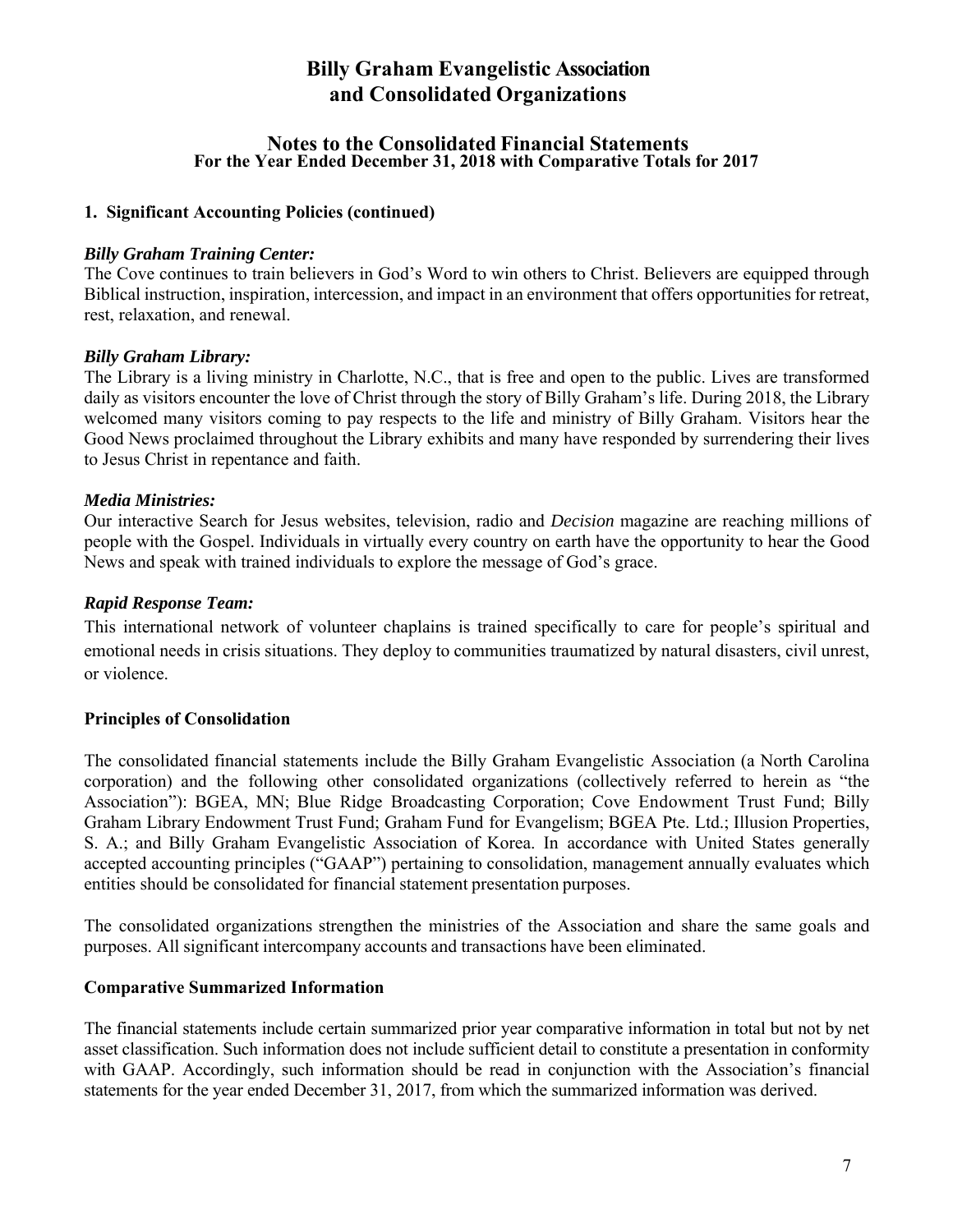# Billy Graham Evangelistic Association and Consolidated Organizations

## Notes to the Consolidated Financial Statements
### For the Year Ended December 31, 2018 with Comparative Totals for 2017

**1. Significant Accounting Policies (continued)**

***Billy Graham Training Center:***
The Cove continues to train believers in God's Word to win others to Christ. Believers are equipped through Biblical instruction, inspiration, intercession, and impact in an environment that offers opportunities for retreat, rest, relaxation, and renewal.

***Billy Graham Library:***
The Library is a living ministry in Charlotte, N.C., that is free and open to the public. Lives are transformed daily as visitors encounter the love of Christ through the story of Billy Graham's life. During 2018, the Library welcomed many visitors coming to pay respects to the life and ministry of Billy Graham. Visitors hear the Good News proclaimed throughout the Library exhibits and many have responded by surrendering their lives to Jesus Christ in repentance and faith.

***Media Ministries:***
Our interactive Search for Jesus websites, television, radio and *Decision* magazine are reaching millions of people with the Gospel. Individuals in virtually every country on earth have the opportunity to hear the Good News and speak with trained individuals to explore the message of God's grace.

***Rapid Response Team:***
This international network of volunteer chaplains is trained specifically to care for people's spiritual and emotional needs in crisis situations. They deploy to communities traumatized by natural disasters, civil unrest, or violence.

**Principles of Consolidation**

The consolidated financial statements include the Billy Graham Evangelistic Association (a North Carolina corporation) and the following other consolidated organizations (collectively referred to herein as "the Association"): BGEA, MN; Blue Ridge Broadcasting Corporation; Cove Endowment Trust Fund; Billy Graham Library Endowment Trust Fund; Graham Fund for Evangelism; BGEA Pte. Ltd.; Illusion Properties, S. A.; and Billy Graham Evangelistic Association of Korea. In accordance with United States generally accepted accounting principles ("GAAP") pertaining to consolidation, management annually evaluates which entities should be consolidated for financial statement presentation purposes.

The consolidated organizations strengthen the ministries of the Association and share the same goals and purposes. All significant intercompany accounts and transactions have been eliminated.

**Comparative Summarized Information**

The financial statements include certain summarized prior year comparative information in total but not by net asset classification. Such information does not include sufficient detail to constitute a presentation in conformity with GAAP. Accordingly, such information should be read in conjunction with the Association's financial statements for the year ended December 31, 2017, from which the summarized information was derived.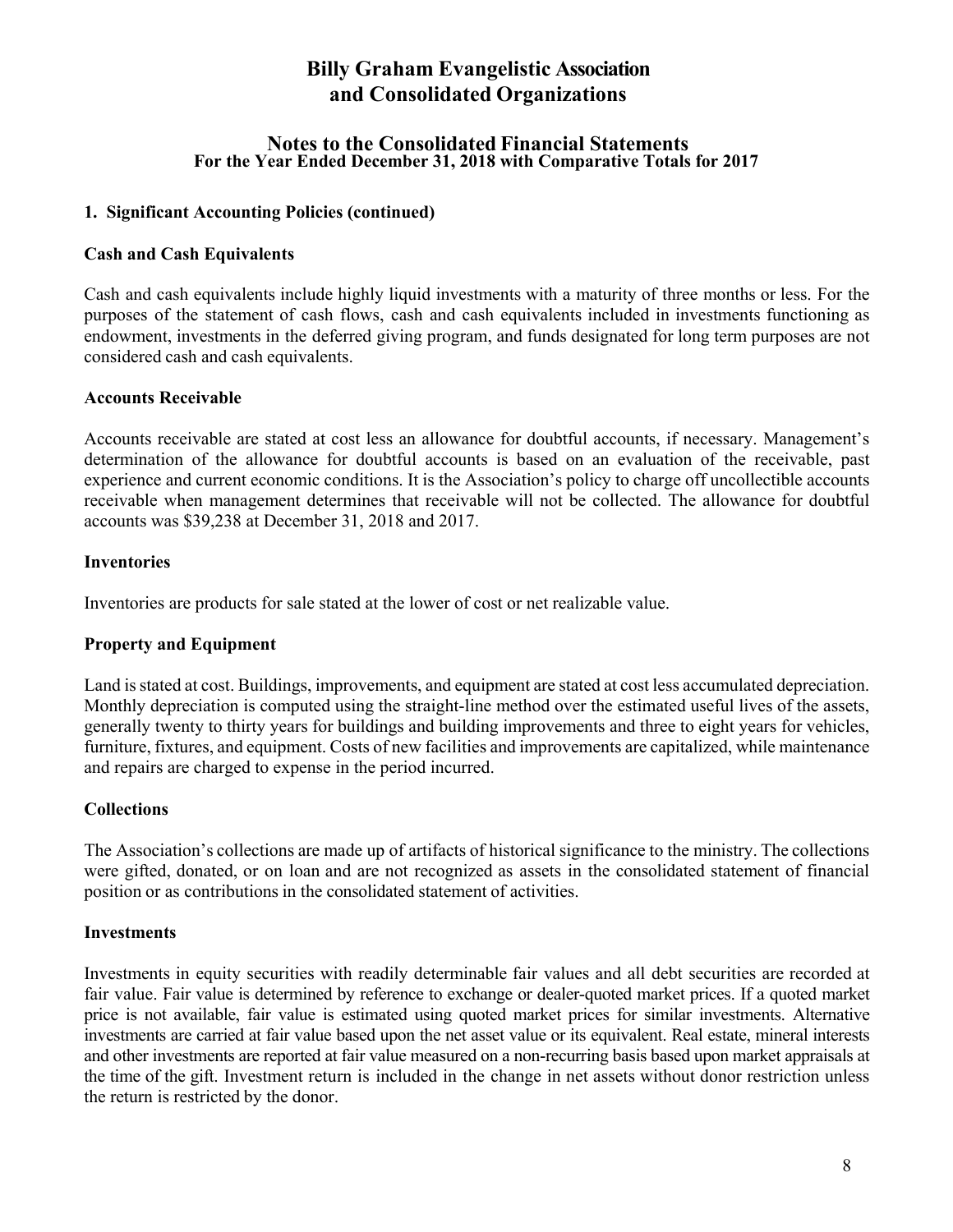# Billy Graham Evangelistic Association and Consolidated Organizations

## Notes to the Consolidated Financial Statements
### For the Year Ended December 31, 2018 with Comparative Totals for 2017

**1. Significant Accounting Policies (continued)**

**Cash and Cash Equivalents**

Cash and cash equivalents include highly liquid investments with a maturity of three months or less. For the purposes of the statement of cash flows, cash and cash equivalents included in investments functioning as endowment, investments in the deferred giving program, and funds designated for long term purposes are not considered cash and cash equivalents.

**Accounts Receivable**

Accounts receivable are stated at cost less an allowance for doubtful accounts, if necessary. Management's determination of the allowance for doubtful accounts is based on an evaluation of the receivable, past experience and current economic conditions. It is the Association's policy to charge off uncollectible accounts receivable when management determines that receivable will not be collected. The allowance for doubtful accounts was $39,238 at December 31, 2018 and 2017.

**Inventories**

Inventories are products for sale stated at the lower of cost or net realizable value.

**Property and Equipment**

Land is stated at cost. Buildings, improvements, and equipment are stated at cost less accumulated depreciation. Monthly depreciation is computed using the straight-line method over the estimated useful lives of the assets, generally twenty to thirty years for buildings and building improvements and three to eight years for vehicles, furniture, fixtures, and equipment. Costs of new facilities and improvements are capitalized, while maintenance and repairs are charged to expense in the period incurred.

**Collections**

The Association's collections are made up of artifacts of historical significance to the ministry. The collections were gifted, donated, or on loan and are not recognized as assets in the consolidated statement of financial position or as contributions in the consolidated statement of activities.

**Investments**

Investments in equity securities with readily determinable fair values and all debt securities are recorded at fair value. Fair value is determined by reference to exchange or dealer-quoted market prices. If a quoted market price is not available, fair value is estimated using quoted market prices for similar investments. Alternative investments are carried at fair value based upon the net asset value or its equivalent. Real estate, mineral interests and other investments are reported at fair value measured on a non-recurring basis based upon market appraisals at the time of the gift. Investment return is included in the change in net assets without donor restriction unless the return is restricted by the donor.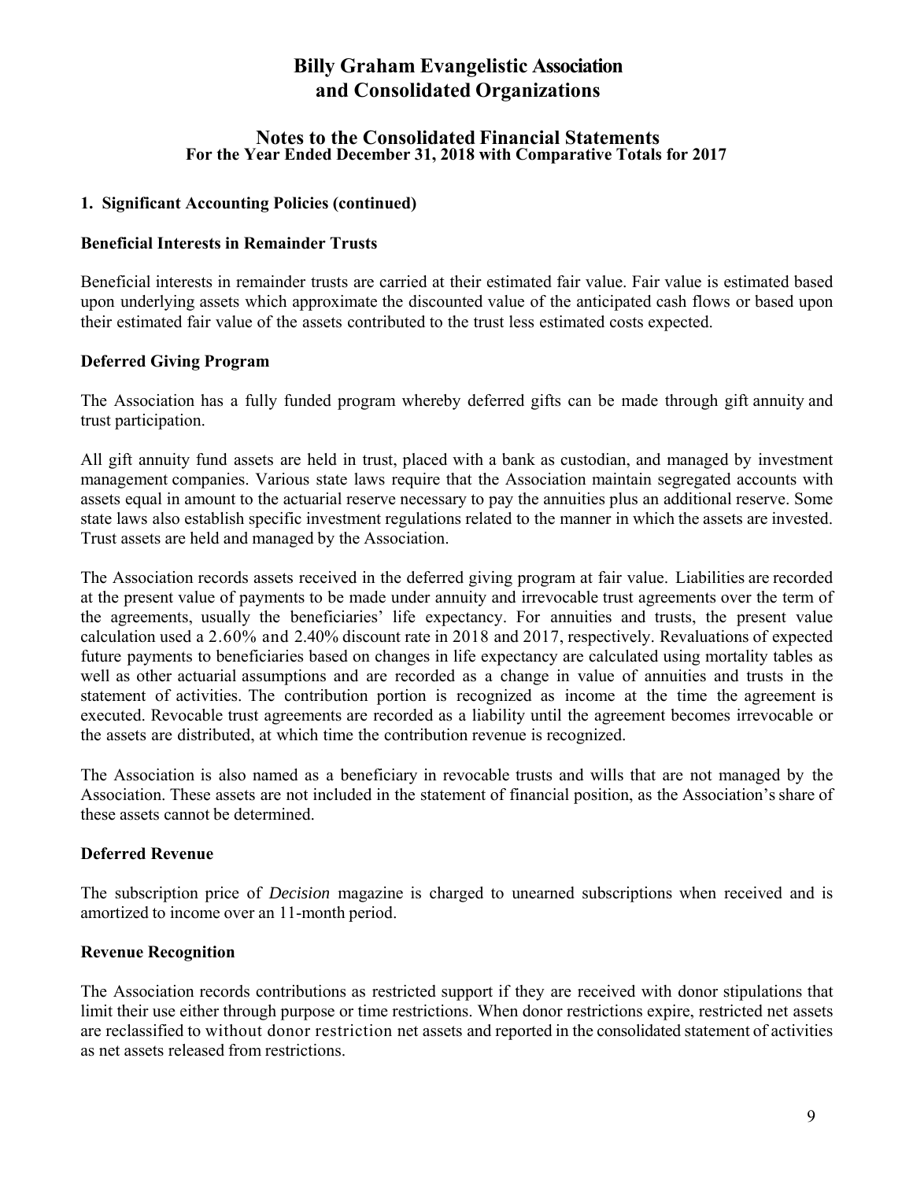# Billy Graham Evangelistic Association and Consolidated Organizations

## Notes to the Consolidated Financial Statements
### For the Year Ended December 31, 2018 with Comparative Totals for 2017

**1. Significant Accounting Policies (continued)**

**Beneficial Interests in Remainder Trusts**

Beneficial interests in remainder trusts are carried at their estimated fair value. Fair value is estimated based upon underlying assets which approximate the discounted value of the anticipated cash flows or based upon their estimated fair value of the assets contributed to the trust less estimated costs expected.

**Deferred Giving Program**

The Association has a fully funded program whereby deferred gifts can be made through gift annuity and trust participation.

All gift annuity fund assets are held in trust, placed with a bank as custodian, and managed by investment management companies. Various state laws require that the Association maintain segregated accounts with assets equal in amount to the actuarial reserve necessary to pay the annuities plus an additional reserve. Some state laws also establish specific investment regulations related to the manner in which the assets are invested. Trust assets are held and managed by the Association.

The Association records assets received in the deferred giving program at fair value. Liabilities are recorded at the present value of payments to be made under annuity and irrevocable trust agreements over the term of the agreements, usually the beneficiaries' life expectancy. For annuities and trusts, the present value calculation used a 2.60% and 2.40% discount rate in 2018 and 2017, respectively. Revaluations of expected future payments to beneficiaries based on changes in life expectancy are calculated using mortality tables as well as other actuarial assumptions and are recorded as a change in value of annuities and trusts in the statement of activities. The contribution portion is recognized as income at the time the agreement is executed. Revocable trust agreements are recorded as a liability until the agreement becomes irrevocable or the assets are distributed, at which time the contribution revenue is recognized.

The Association is also named as a beneficiary in revocable trusts and wills that are not managed by the Association. These assets are not included in the statement of financial position, as the Association's share of these assets cannot be determined.

**Deferred Revenue**

The subscription price of *Decision* magazine is charged to unearned subscriptions when received and is amortized to income over an 11-month period.

**Revenue Recognition**

The Association records contributions as restricted support if they are received with donor stipulations that limit their use either through purpose or time restrictions. When donor restrictions expire, restricted net assets are reclassified to without donor restriction net assets and reported in the consolidated statement of activities as net assets released from restrictions.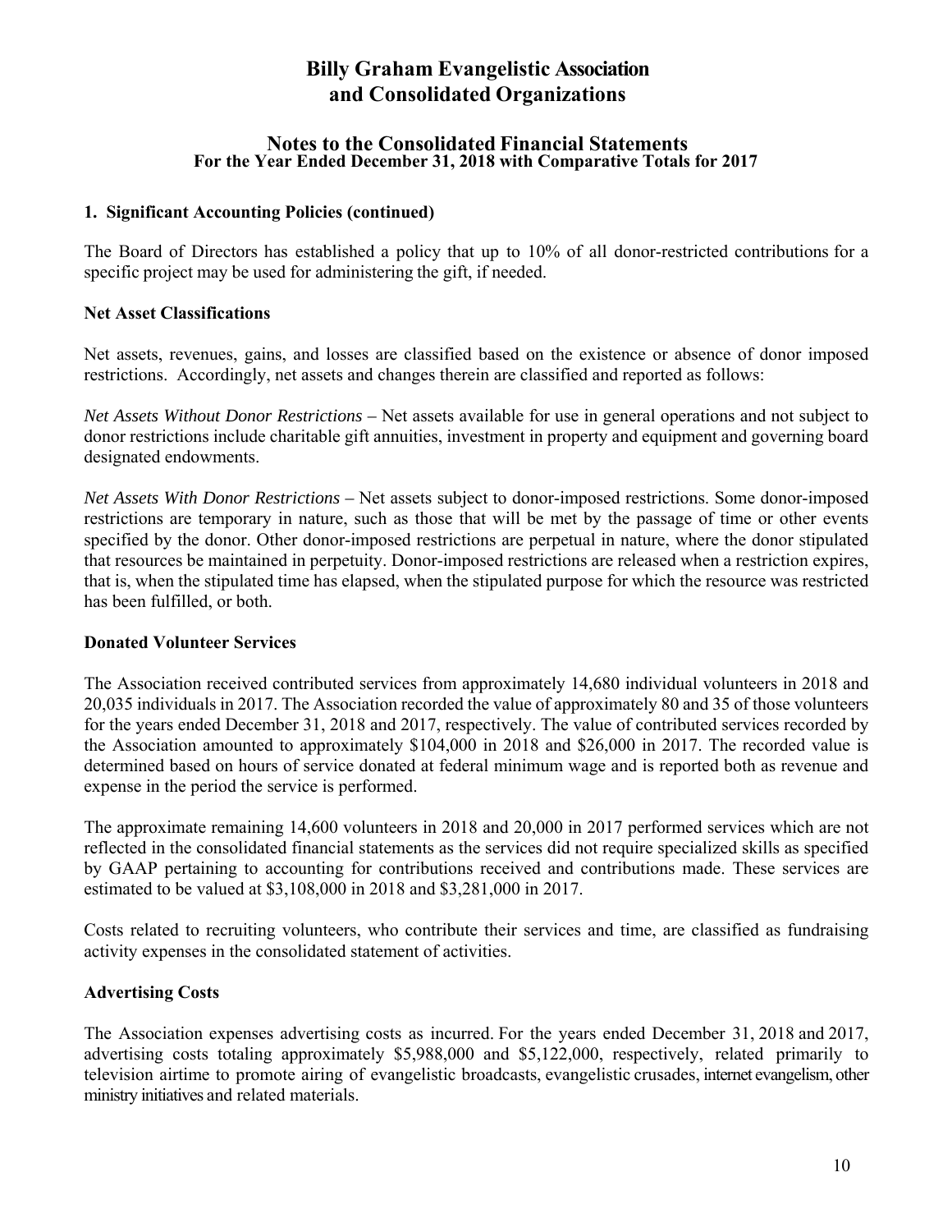# Billy Graham Evangelistic Association and Consolidated Organizations

## Notes to the Consolidated Financial Statements
**For the Year Ended December 31, 2018 with Comparative Totals for 2017**

### 1. Significant Accounting Policies (continued)

The Board of Directors has established a policy that up to 10% of all donor-restricted contributions for a specific project may be used for administering the gift, if needed.

**Net Asset Classifications**

Net assets, revenues, gains, and losses are classified based on the existence or absence of donor imposed restrictions. Accordingly, net assets and changes therein are classified and reported as follows:

*Net Assets Without Donor Restrictions* – Net assets available for use in general operations and not subject to donor restrictions include charitable gift annuities, investment in property and equipment and governing board designated endowments.

*Net Assets With Donor Restrictions* – Net assets subject to donor-imposed restrictions. Some donor-imposed restrictions are temporary in nature, such as those that will be met by the passage of time or other events specified by the donor. Other donor-imposed restrictions are perpetual in nature, where the donor stipulated that resources be maintained in perpetuity. Donor-imposed restrictions are released when a restriction expires, that is, when the stipulated time has elapsed, when the stipulated purpose for which the resource was restricted has been fulfilled, or both.

**Donated Volunteer Services**

The Association received contributed services from approximately 14,680 individual volunteers in 2018 and 20,035 individuals in 2017. The Association recorded the value of approximately 80 and 35 of those volunteers for the years ended December 31, 2018 and 2017, respectively. The value of contributed services recorded by the Association amounted to approximately $104,000 in 2018 and $26,000 in 2017. The recorded value is determined based on hours of service donated at federal minimum wage and is reported both as revenue and expense in the period the service is performed.

The approximate remaining 14,600 volunteers in 2018 and 20,000 in 2017 performed services which are not reflected in the consolidated financial statements as the services did not require specialized skills as specified by GAAP pertaining to accounting for contributions received and contributions made. These services are estimated to be valued at $3,108,000 in 2018 and $3,281,000 in 2017.

Costs related to recruiting volunteers, who contribute their services and time, are classified as fundraising activity expenses in the consolidated statement of activities.

**Advertising Costs**

The Association expenses advertising costs as incurred. For the years ended December 31, 2018 and 2017, advertising costs totaling approximately $5,988,000 and $5,122,000, respectively, related primarily to television airtime to promote airing of evangelistic broadcasts, evangelistic crusades, internet evangelism, other ministry initiatives and related materials.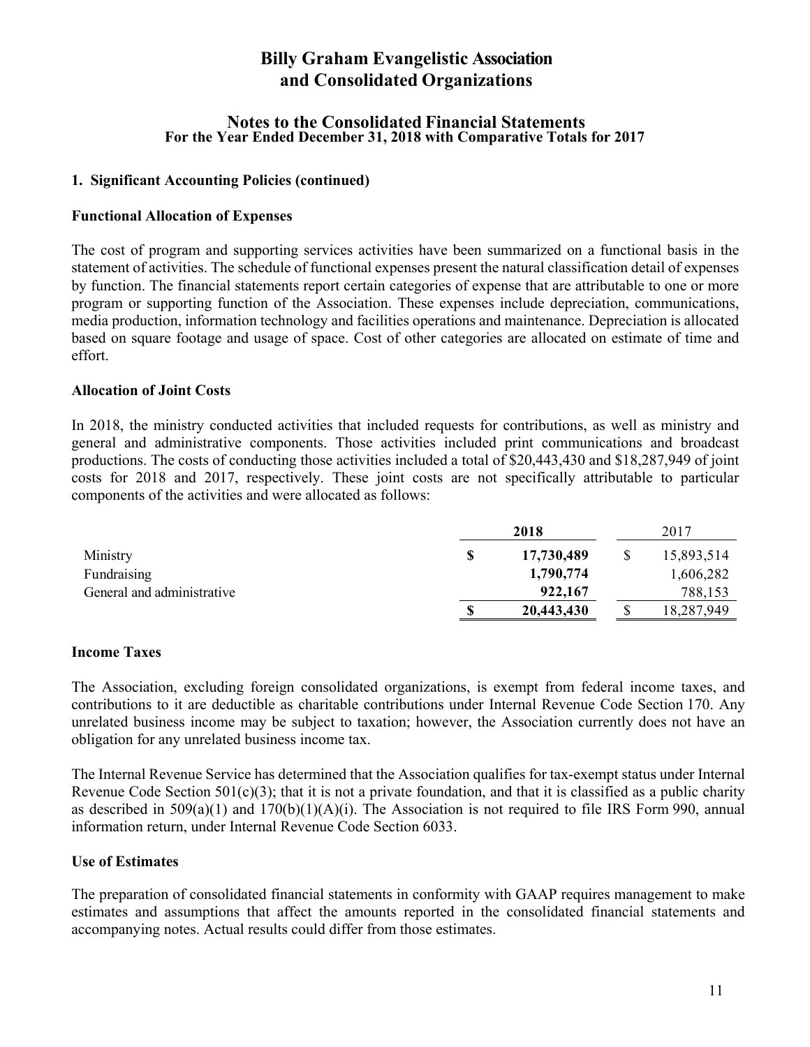# Billy Graham Evangelistic Association and Consolidated Organizations

## Notes to the Consolidated Financial Statements
### For the Year Ended December 31, 2018 with Comparative Totals for 2017

**1. Significant Accounting Policies (continued)**

**Functional Allocation of Expenses**

The cost of program and supporting services activities have been summarized on a functional basis in the statement of activities. The schedule of functional expenses present the natural classification detail of expenses by function. The financial statements report certain categories of expense that are attributable to one or more program or supporting function of the Association. These expenses include depreciation, communications, media production, information technology and facilities operations and maintenance. Depreciation is allocated based on square footage and usage of space. Cost of other categories are allocated on estimate of time and effort.

**Allocation of Joint Costs**

In 2018, the ministry conducted activities that included requests for contributions, as well as ministry and general and administrative components. Those activities included print communications and broadcast productions. The costs of conducting those activities included a total of $20,443,430 and $18,287,949 of joint costs for 2018 and 2017, respectively. These joint costs are not specifically attributable to particular components of the activities and were allocated as follows:

| | **2018** | 2017 |
|---|---|---|
| Ministry | **$ 17,730,489** | $ 15,893,514 |
| Fundraising | **1,790,774** | 1,606,282 |
| General and administrative | **922,167** | 788,153 |
| | **$ 20,443,430** | $ 18,287,949 |

**Income Taxes**

The Association, excluding foreign consolidated organizations, is exempt from federal income taxes, and contributions to it are deductible as charitable contributions under Internal Revenue Code Section 170. Any unrelated business income may be subject to taxation; however, the Association currently does not have an obligation for any unrelated business income tax.

The Internal Revenue Service has determined that the Association qualifies for tax-exempt status under Internal Revenue Code Section 501(c)(3); that it is not a private foundation, and that it is classified as a public charity as described in 509(a)(1) and 170(b)(1)(A)(i). The Association is not required to file IRS Form 990, annual information return, under Internal Revenue Code Section 6033.

**Use of Estimates**

The preparation of consolidated financial statements in conformity with GAAP requires management to make estimates and assumptions that affect the amounts reported in the consolidated financial statements and accompanying notes. Actual results could differ from those estimates.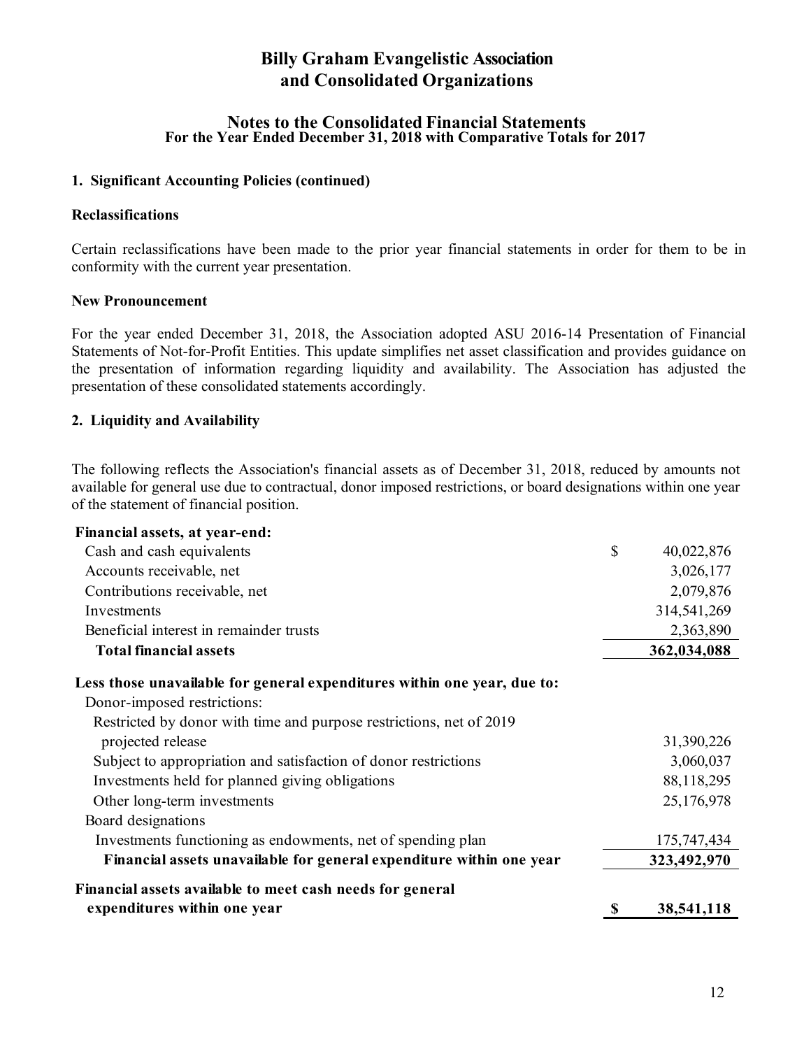# Billy Graham Evangelistic Association and Consolidated Organizations

## Notes to the Consolidated Financial Statements

**For the Year Ended December 31, 2018 with Comparative Totals for 2017**

### 1. Significant Accounting Policies (continued)

**Reclassifications**

Certain reclassifications have been made to the prior year financial statements in order for them to be in conformity with the current year presentation.

**New Pronouncement**

For the year ended December 31, 2018, the Association adopted ASU 2016-14 Presentation of Financial Statements of Not-for-Profit Entities. This update simplifies net asset classification and provides guidance on the presentation of information regarding liquidity and availability. The Association has adjusted the presentation of these consolidated statements accordingly.

### 2. Liquidity and Availability

The following reflects the Association's financial assets as of December 31, 2018, reduced by amounts not available for general use due to contractual, donor imposed restrictions, or board designations within one year of the statement of financial position.

| | |
|---|---|
| **Financial assets, at year-end:** | |
| Cash and cash equivalents | $ 40,022,876 |
| Accounts receivable, net | 3,026,177 |
| Contributions receivable, net | 2,079,876 |
| Investments | 314,541,269 |
| Beneficial interest in remainder trusts | 2,363,890 |
| **Total financial assets** | **362,034,088** |
| **Less those unavailable for general expenditures within one year, due to:** | |
| Donor-imposed restrictions: | |
| Restricted by donor with time and purpose restrictions, net of 2019 projected release | 31,390,226 |
| Subject to appropriation and satisfaction of donor restrictions | 3,060,037 |
| Investments held for planned giving obligations | 88,118,295 |
| Other long-term investments | 25,176,978 |
| Board designations | |
| Investments functioning as endowments, net of spending plan | 175,747,434 |
| **Financial assets unavailable for general expenditure within one year** | **323,492,970** |
| **Financial assets available to meet cash needs for general expenditures within one year** | **$ 38,541,118** |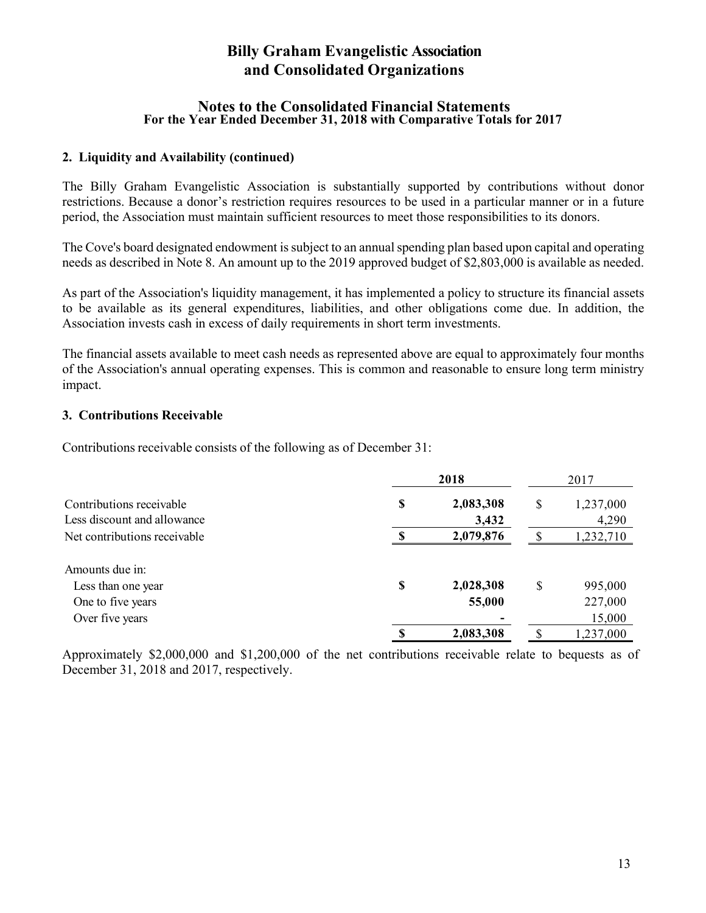# Billy Graham Evangelistic Association and Consolidated Organizations

## Notes to the Consolidated Financial Statements
### For the Year Ended December 31, 2018 with Comparative Totals for 2017

**2. Liquidity and Availability (continued)**

The Billy Graham Evangelistic Association is substantially supported by contributions without donor restrictions. Because a donor's restriction requires resources to be used in a particular manner or in a future period, the Association must maintain sufficient resources to meet those responsibilities to its donors.

The Cove's board designated endowment is subject to an annual spending plan based upon capital and operating needs as described in Note 8. An amount up to the 2019 approved budget of $2,803,000 is available as needed.

As part of the Association's liquidity management, it has implemented a policy to structure its financial assets to be available as its general expenditures, liabilities, and other obligations come due. In addition, the Association invests cash in excess of daily requirements in short term investments.

The financial assets available to meet cash needs as represented above are equal to approximately four months of the Association's annual operating expenses. This is common and reasonable to ensure long term ministry impact.

**3. Contributions Receivable**

Contributions receivable consists of the following as of December 31:

| | **2018** | 2017 |
|---|---|---|
| Contributions receivable | **$ 2,083,308** | $ 1,237,000 |
| Less discount and allowance | **3,432** | 4,290 |
| Net contributions receivable | **$ 2,079,876** | $ 1,232,710 |
| | | |
| Amounts due in: | | |
| Less than one year | **$ 2,028,308** | $ 995,000 |
| One to five years | **55,000** | 227,000 |
| Over five years | **-** | 15,000 |
| | **$ 2,083,308** | $ 1,237,000 |

Approximately $2,000,000 and $1,200,000 of the net contributions receivable relate to bequests as of December 31, 2018 and 2017, respectively.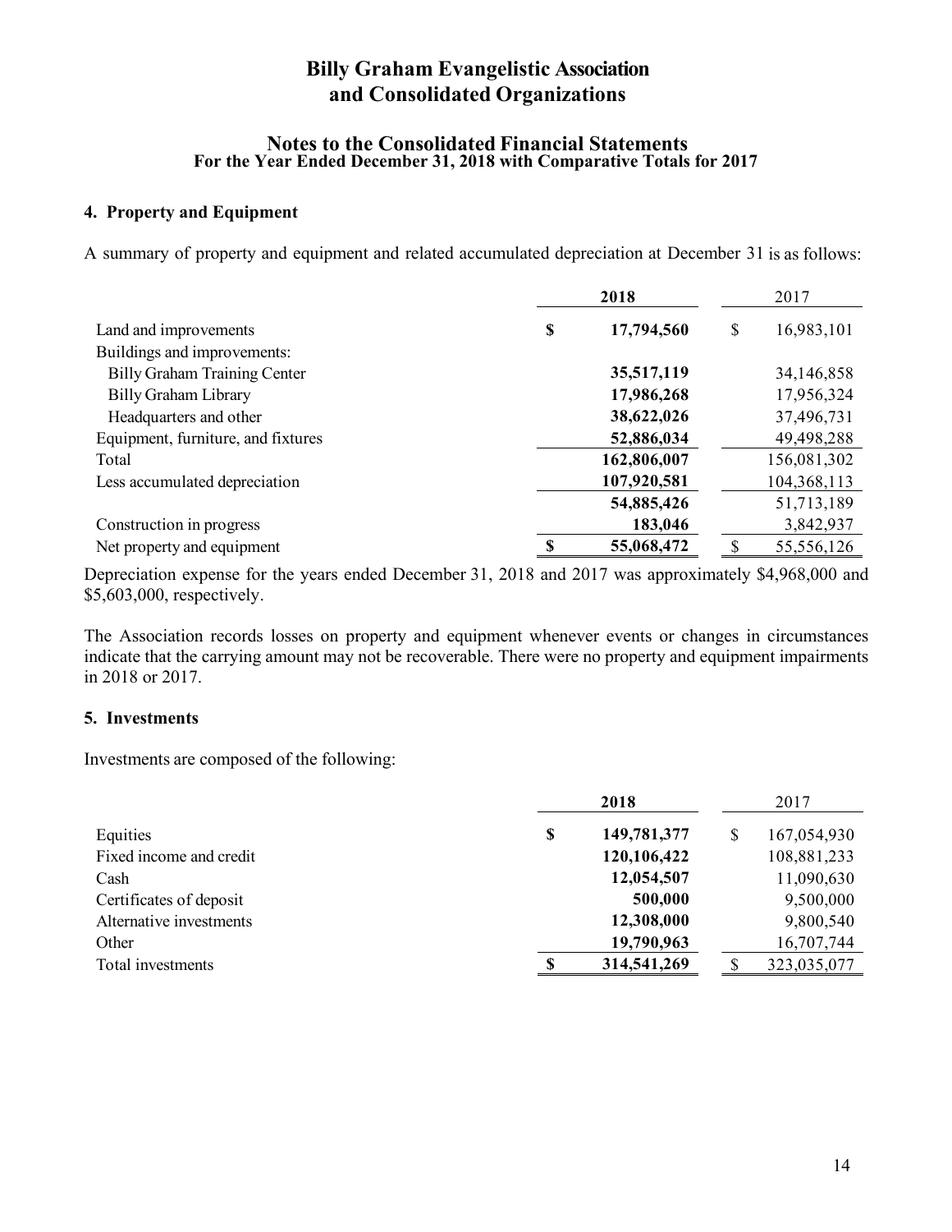# Billy Graham Evangelistic Association and Consolidated Organizations

## Notes to the Consolidated Financial Statements
### For the Year Ended December 31, 2018 with Comparative Totals for 2017

#### 4. Property and Equipment

A summary of property and equipment and related accumulated depreciation at December 31 is as follows:

| | **2018** | 2017 |
|---|---|---|
| Land and improvements | **$ 17,794,560** | $ 16,983,101 |
| Buildings and improvements: | | |
| Billy Graham Training Center | **35,517,119** | 34,146,858 |
| Billy Graham Library | **17,986,268** | 17,956,324 |
| Headquarters and other | **38,622,026** | 37,496,731 |
| Equipment, furniture, and fixtures | **52,886,034** | 49,498,288 |
| Total | **162,806,007** | 156,081,302 |
| Less accumulated depreciation | **107,920,581** | 104,368,113 |
| | **54,885,426** | 51,713,189 |
| Construction in progress | **183,046** | 3,842,937 |
| Net property and equipment | **$ 55,068,472** | $ 55,556,126 |

Depreciation expense for the years ended December 31, 2018 and 2017 was approximately $4,968,000 and $5,603,000, respectively.

The Association records losses on property and equipment whenever events or changes in circumstances indicate that the carrying amount may not be recoverable. There were no property and equipment impairments in 2018 or 2017.

#### 5. Investments

Investments are composed of the following:

| | **2018** | 2017 |
|---|---|---|
| Equities | **$ 149,781,377** | $ 167,054,930 |
| Fixed income and credit | **120,106,422** | 108,881,233 |
| Cash | **12,054,507** | 11,090,630 |
| Certificates of deposit | **500,000** | 9,500,000 |
| Alternative investments | **12,308,000** | 9,800,540 |
| Other | **19,790,963** | 16,707,744 |
| Total investments | **$ 314,541,269** | $ 323,035,077 |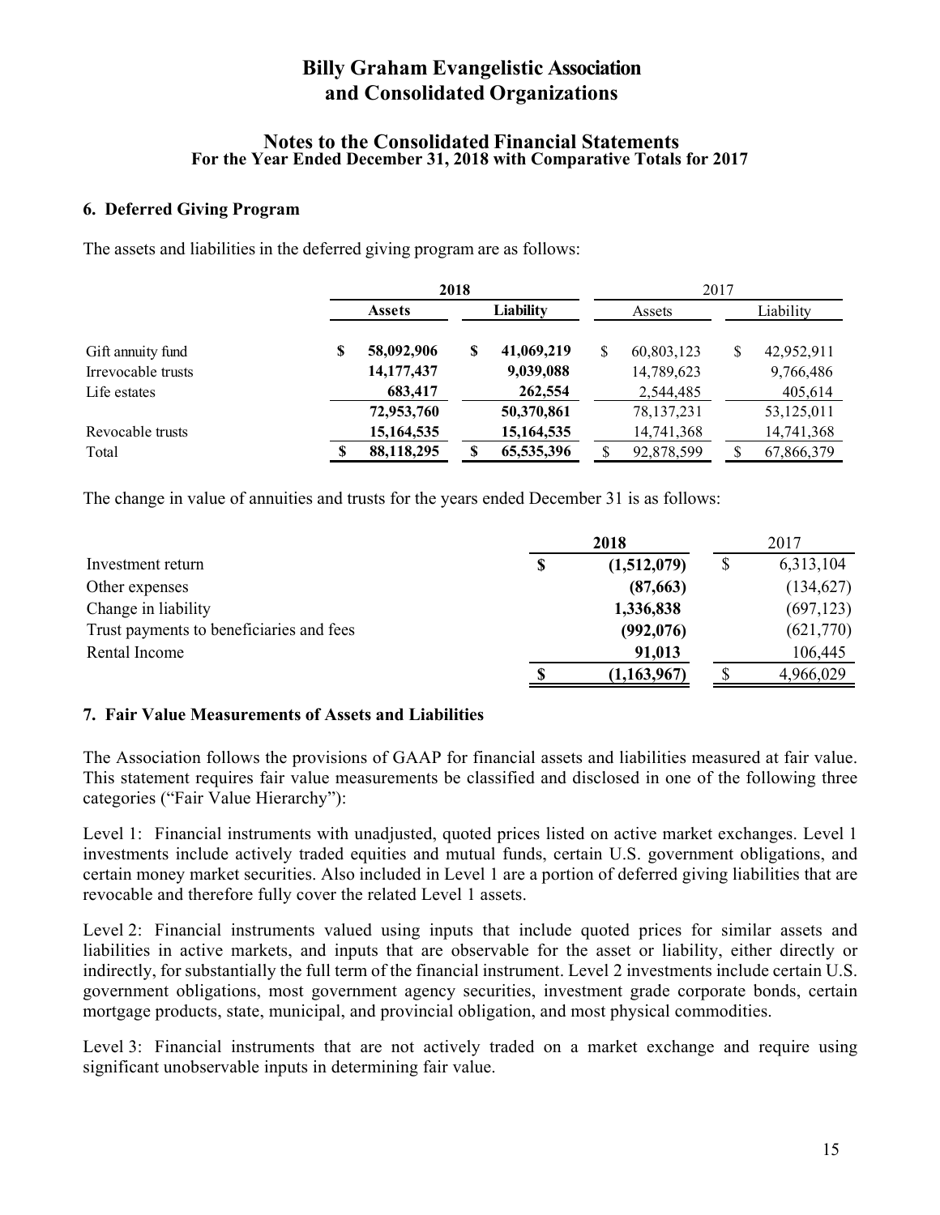# Billy Graham Evangelistic Association and Consolidated Organizations

## Notes to the Consolidated Financial Statements
### For the Year Ended December 31, 2018 with Comparative Totals for 2017

### 6. Deferred Giving Program

The assets and liabilities in the deferred giving program are as follows:

| | **2018** | | 2017 | |
|---|---|---|---|---|
| | **Assets** | **Liability** | Assets | Liability |
| Gift annuity fund | **$ 58,092,906** | **$ 41,069,219** | $ 60,803,123 | $ 42,952,911 |
| Irrevocable trusts | **14,177,437** | **9,039,088** | 14,789,623 | 9,766,486 |
| Life estates | **683,417** | **262,554** | 2,544,485 | 405,614 |
| | **72,953,760** | **50,370,861** | 78,137,231 | 53,125,011 |
| Revocable trusts | **15,164,535** | **15,164,535** | 14,741,368 | 14,741,368 |
| Total | **$ 88,118,295** | **$ 65,535,396** | $ 92,878,599 | $ 67,866,379 |

The change in value of annuities and trusts for the years ended December 31 is as follows:

| | **2018** | 2017 |
|---|---|---|
| Investment return | **$ (1,512,079)** | $ 6,313,104 |
| Other expenses | **(87,663)** | (134,627) |
| Change in liability | **1,336,838** | (697,123) |
| Trust payments to beneficiaries and fees | **(992,076)** | (621,770) |
| Rental Income | **91,013** | 106,445 |
| | **$ (1,163,967)** | $ 4,966,029 |

### 7. Fair Value Measurements of Assets and Liabilities

The Association follows the provisions of GAAP for financial assets and liabilities measured at fair value. This statement requires fair value measurements be classified and disclosed in one of the following three categories ("Fair Value Hierarchy"):

Level 1: Financial instruments with unadjusted, quoted prices listed on active market exchanges. Level 1 investments include actively traded equities and mutual funds, certain U.S. government obligations, and certain money market securities. Also included in Level 1 are a portion of deferred giving liabilities that are revocable and therefore fully cover the related Level 1 assets.

Level 2: Financial instruments valued using inputs that include quoted prices for similar assets and liabilities in active markets, and inputs that are observable for the asset or liability, either directly or indirectly, for substantially the full term of the financial instrument. Level 2 investments include certain U.S. government obligations, most government agency securities, investment grade corporate bonds, certain mortgage products, state, municipal, and provincial obligation, and most physical commodities.

Level 3: Financial instruments that are not actively traded on a market exchange and require using significant unobservable inputs in determining fair value.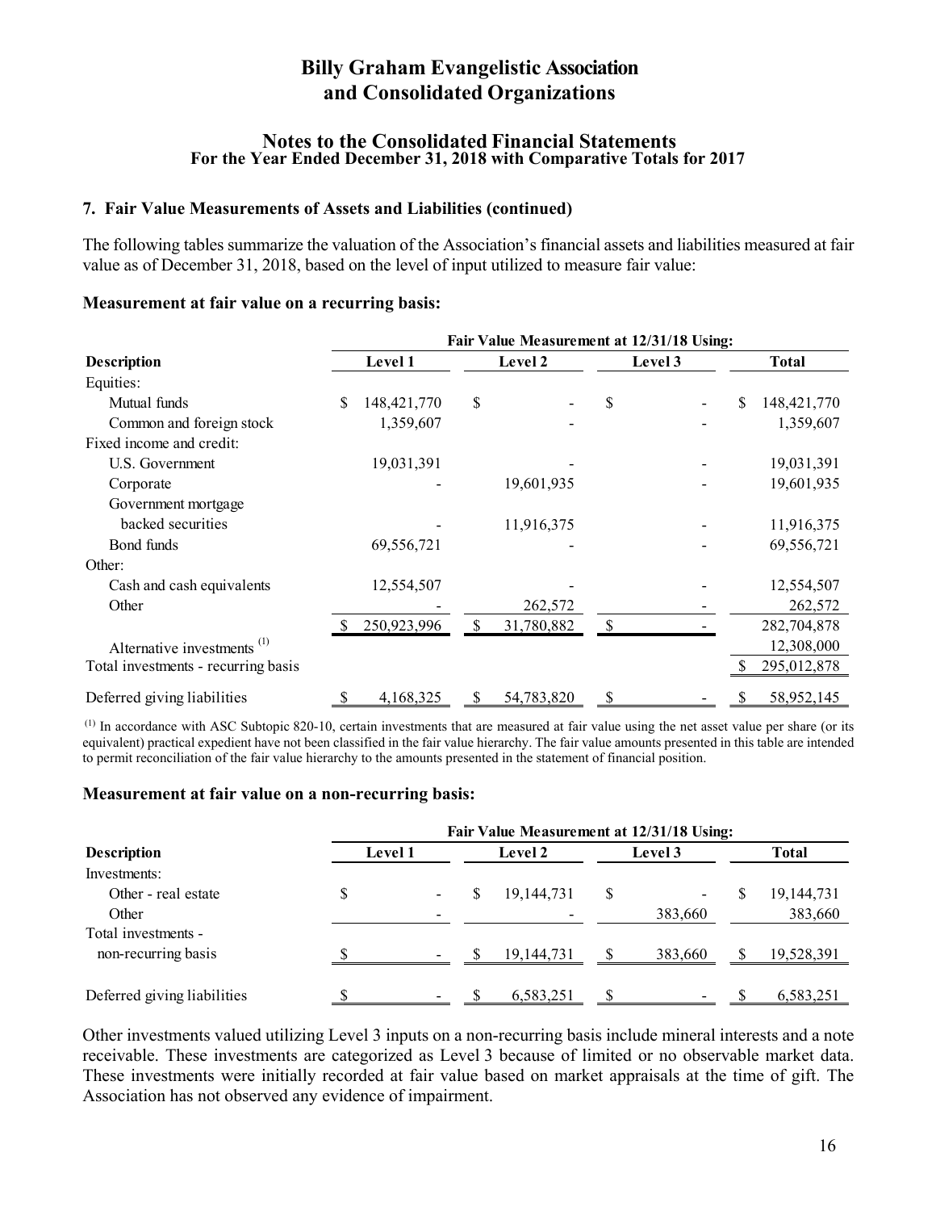# Billy Graham Evangelistic Association and Consolidated Organizations

## Notes to the Consolidated Financial Statements
### For the Year Ended December 31, 2018 with Comparative Totals for 2017

**7. Fair Value Measurements of Assets and Liabilities (continued)**

The following tables summarize the valuation of the Association's financial assets and liabilities measured at fair value as of December 31, 2018, based on the level of input utilized to measure fair value:

**Measurement at fair value on a recurring basis:**

| | Fair Value Measurement at 12/31/18 Using: | | | |
|---|---|---|---|---|
| **Description** | **Level 1** | **Level 2** | **Level 3** | **Total** |
| Equities: | | | | |
| Mutual funds | $ 148,421,770 | $ - | $ - | $ 148,421,770 |
| Common and foreign stock | 1,359,607 | - | - | 1,359,607 |
| Fixed income and credit: | | | | |
| U.S. Government | 19,031,391 | - | - | 19,031,391 |
| Corporate | - | 19,601,935 | - | 19,601,935 |
| Government mortgage backed securities | - | 11,916,375 | - | 11,916,375 |
| Bond funds | 69,556,721 | - | - | 69,556,721 |
| Other: | | | | |
| Cash and cash equivalents | 12,554,507 | - | - | 12,554,507 |
| Other | - | 262,572 | - | 262,572 |
| | $ 250,923,996 | $ 31,780,882 | $ - | 282,704,878 |
| Alternative investments [(1)] | | | | 12,308,000 |
| Total investments - recurring basis | | | | $ 295,012,878 |
| Deferred giving liabilities | $ 4,168,325 | $ 54,783,820 | $ - | $ 58,952,145 |

[(1)] In accordance with ASC Subtopic 820-10, certain investments that are measured at fair value using the net asset value per share (or its equivalent) practical expedient have not been classified in the fair value hierarchy. The fair value amounts presented in this table are intended to permit reconciliation of the fair value hierarchy to the amounts presented in the statement of financial position.

**Measurement at fair value on a non-recurring basis:**

| | Fair Value Measurement at 12/31/18 Using: | | | |
|---|---|---|---|---|
| **Description** | **Level 1** | **Level 2** | **Level 3** | **Total** |
| Investments: | | | | |
| Other - real estate | $ - | $ 19,144,731 | $ - | $ 19,144,731 |
| Other | - | - | 383,660 | 383,660 |
| Total investments - non-recurring basis | $ - | $ 19,144,731 | $ 383,660 | $ 19,528,391 |
| Deferred giving liabilities | $ - | $ 6,583,251 | $ - | $ 6,583,251 |

Other investments valued utilizing Level 3 inputs on a non-recurring basis include mineral interests and a note receivable. These investments are categorized as Level 3 because of limited or no observable market data. These investments were initially recorded at fair value based on market appraisals at the time of gift. The Association has not observed any evidence of impairment.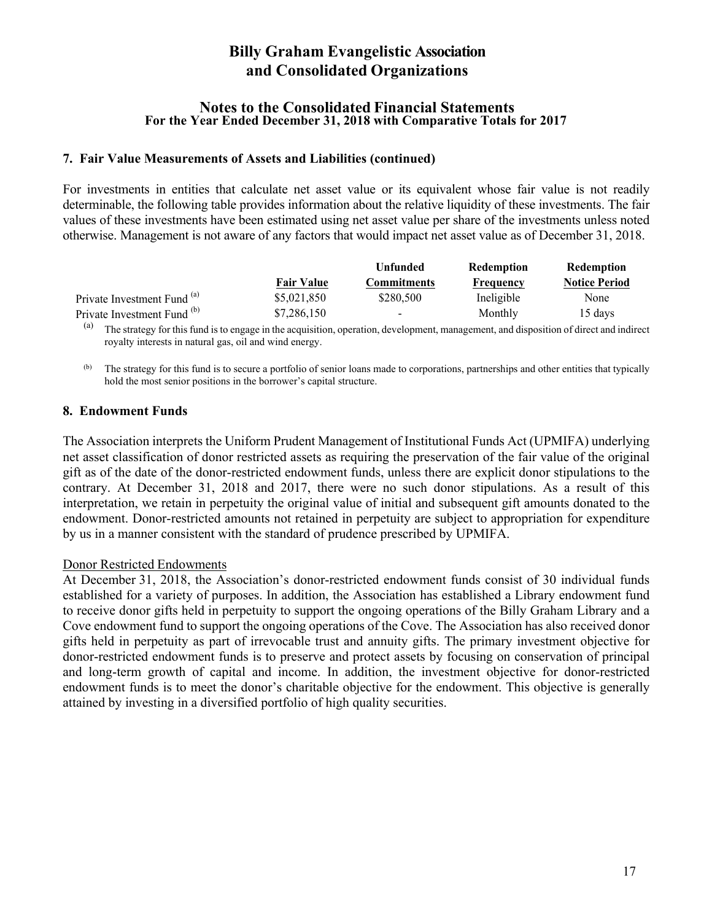# Billy Graham Evangelistic Association and Consolidated Organizations

## Notes to the Consolidated Financial Statements
### For the Year Ended December 31, 2018 with Comparative Totals for 2017

### 7. Fair Value Measurements of Assets and Liabilities (continued)

For investments in entities that calculate net asset value or its equivalent whose fair value is not readily determinable, the following table provides information about the relative liquidity of these investments. The fair values of these investments have been estimated using net asset value per share of the investments unless noted otherwise. Management is not aware of any factors that would impact net asset value as of December 31, 2018.

| | Fair Value | Unfunded Commitments | Redemption Frequency | Redemption Notice Period |
|---|---|---|---|---|
| Private Investment Fund [a] | \$5,021,850 | \$280,500 | Ineligible | None |
| Private Investment Fund [b] | \$7,286,150 | - | Monthly | 15 days |

[a] The strategy for this fund is to engage in the acquisition, operation, development, management, and disposition of direct and indirect royalty interests in natural gas, oil and wind energy.

[b] The strategy for this fund is to secure a portfolio of senior loans made to corporations, partnerships and other entities that typically hold the most senior positions in the borrower's capital structure.

### 8. Endowment Funds

The Association interprets the Uniform Prudent Management of Institutional Funds Act (UPMIFA) underlying net asset classification of donor restricted assets as requiring the preservation of the fair value of the original gift as of the date of the donor-restricted endowment funds, unless there are explicit donor stipulations to the contrary. At December 31, 2018 and 2017, there were no such donor stipulations. As a result of this interpretation, we retain in perpetuity the original value of initial and subsequent gift amounts donated to the endowment. Donor-restricted amounts not retained in perpetuity are subject to appropriation for expenditure by us in a manner consistent with the standard of prudence prescribed by UPMIFA.

Donor Restricted Endowments

At December 31, 2018, the Association's donor-restricted endowment funds consist of 30 individual funds established for a variety of purposes. In addition, the Association has established a Library endowment fund to receive donor gifts held in perpetuity to support the ongoing operations of the Billy Graham Library and a Cove endowment fund to support the ongoing operations of the Cove. The Association has also received donor gifts held in perpetuity as part of irrevocable trust and annuity gifts. The primary investment objective for donor-restricted endowment funds is to preserve and protect assets by focusing on conservation of principal and long-term growth of capital and income. In addition, the investment objective for donor-restricted endowment funds is to meet the donor's charitable objective for the endowment. This objective is generally attained by investing in a diversified portfolio of high quality securities.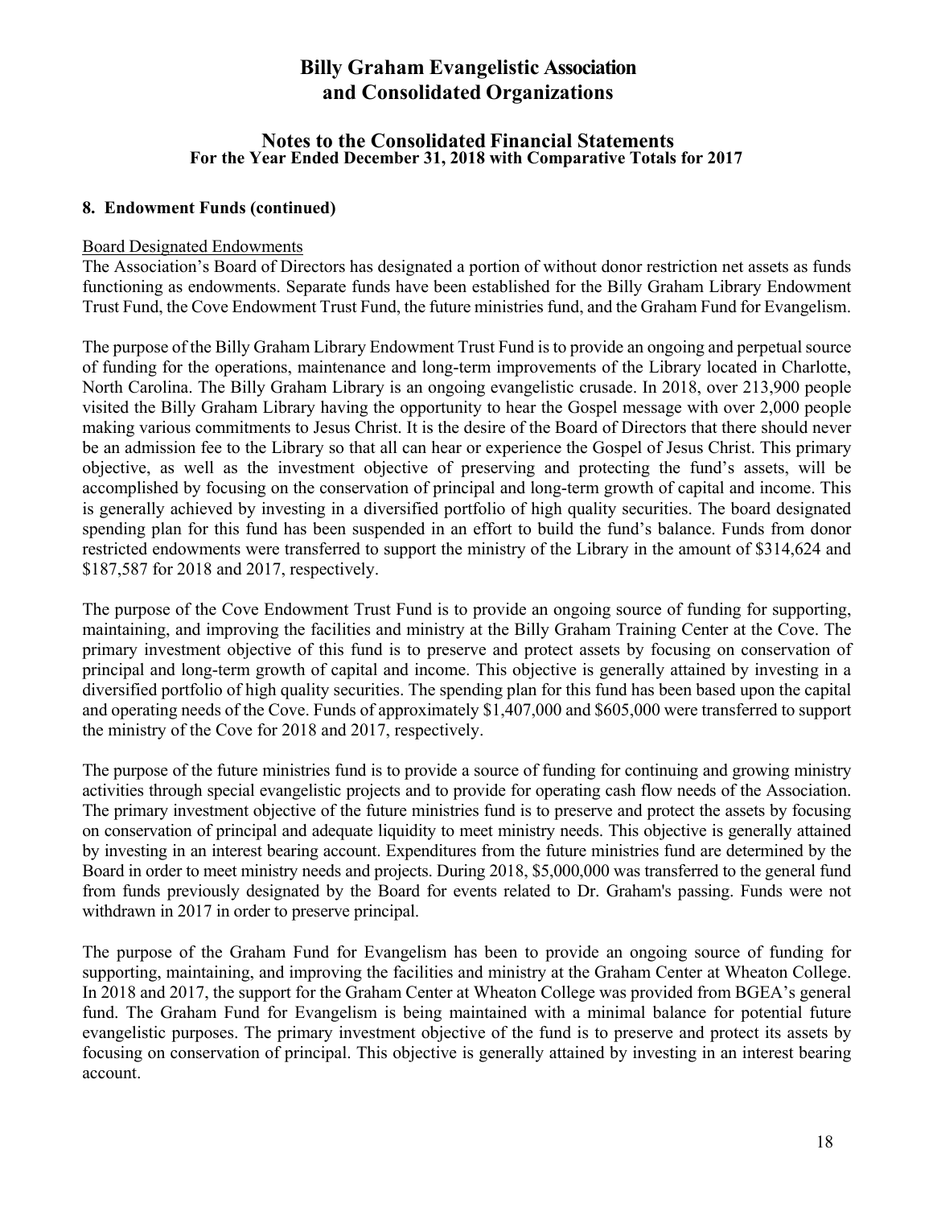# Billy Graham Evangelistic Association and Consolidated Organizations

## Notes to the Consolidated Financial Statements
### For the Year Ended December 31, 2018 with Comparative Totals for 2017

**8. Endowment Funds (continued)**

Board Designated Endowments

The Association's Board of Directors has designated a portion of without donor restriction net assets as funds functioning as endowments. Separate funds have been established for the Billy Graham Library Endowment Trust Fund, the Cove Endowment Trust Fund, the future ministries fund, and the Graham Fund for Evangelism.

The purpose of the Billy Graham Library Endowment Trust Fund is to provide an ongoing and perpetual source of funding for the operations, maintenance and long-term improvements of the Library located in Charlotte, North Carolina. The Billy Graham Library is an ongoing evangelistic crusade. In 2018, over 213,900 people visited the Billy Graham Library having the opportunity to hear the Gospel message with over 2,000 people making various commitments to Jesus Christ. It is the desire of the Board of Directors that there should never be an admission fee to the Library so that all can hear or experience the Gospel of Jesus Christ. This primary objective, as well as the investment objective of preserving and protecting the fund's assets, will be accomplished by focusing on the conservation of principal and long-term growth of capital and income. This is generally achieved by investing in a diversified portfolio of high quality securities. The board designated spending plan for this fund has been suspended in an effort to build the fund's balance. Funds from donor restricted endowments were transferred to support the ministry of the Library in the amount of $314,624 and $187,587 for 2018 and 2017, respectively.

The purpose of the Cove Endowment Trust Fund is to provide an ongoing source of funding for supporting, maintaining, and improving the facilities and ministry at the Billy Graham Training Center at the Cove. The primary investment objective of this fund is to preserve and protect assets by focusing on conservation of principal and long-term growth of capital and income. This objective is generally attained by investing in a diversified portfolio of high quality securities. The spending plan for this fund has been based upon the capital and operating needs of the Cove. Funds of approximately $1,407,000 and $605,000 were transferred to support the ministry of the Cove for 2018 and 2017, respectively.

The purpose of the future ministries fund is to provide a source of funding for continuing and growing ministry activities through special evangelistic projects and to provide for operating cash flow needs of the Association. The primary investment objective of the future ministries fund is to preserve and protect the assets by focusing on conservation of principal and adequate liquidity to meet ministry needs. This objective is generally attained by investing in an interest bearing account. Expenditures from the future ministries fund are determined by the Board in order to meet ministry needs and projects. During 2018, $5,000,000 was transferred to the general fund from funds previously designated by the Board for events related to Dr. Graham's passing. Funds were not withdrawn in 2017 in order to preserve principal.

The purpose of the Graham Fund for Evangelism has been to provide an ongoing source of funding for supporting, maintaining, and improving the facilities and ministry at the Graham Center at Wheaton College. In 2018 and 2017, the support for the Graham Center at Wheaton College was provided from BGEA's general fund. The Graham Fund for Evangelism is being maintained with a minimal balance for potential future evangelistic purposes. The primary investment objective of the fund is to preserve and protect its assets by focusing on conservation of principal. This objective is generally attained by investing in an interest bearing account.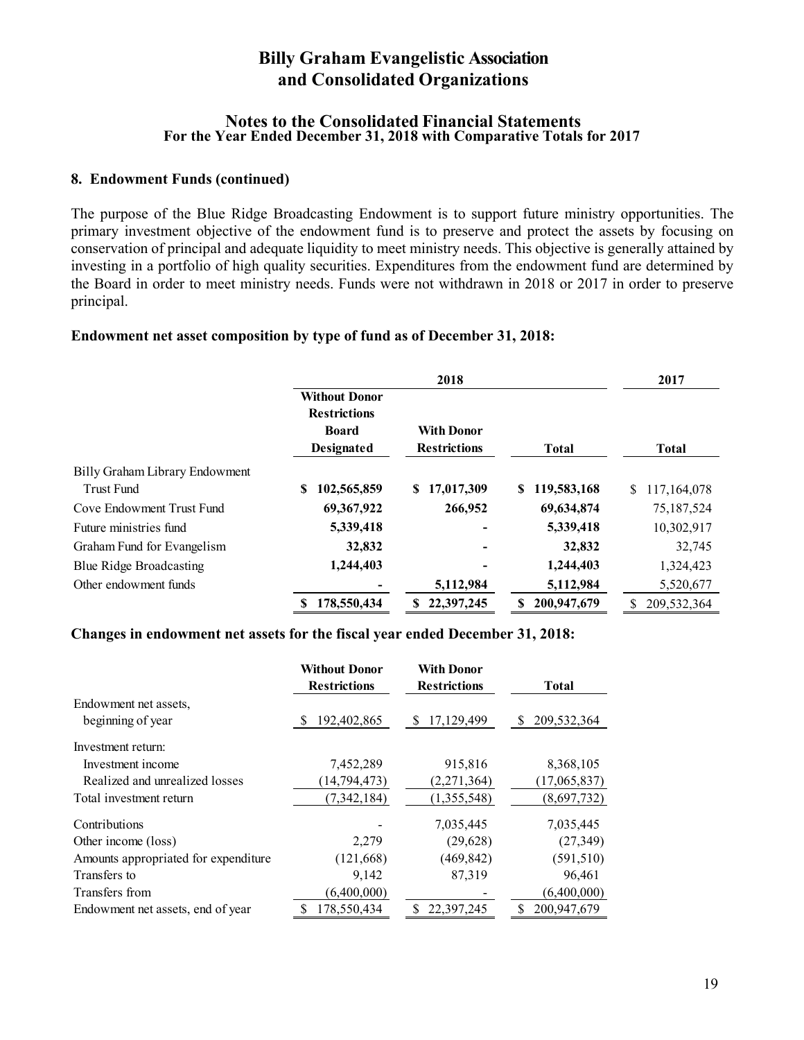## 8. Endowment Funds (continued)

The purpose of the Blue Ridge Broadcasting Endowment is to support future ministry opportunities. The primary investment objective of the endowment fund is to preserve and protect the assets by focusing on conservation of principal and adequate liquidity to meet ministry needs. This objective is generally attained by investing in a portfolio of high quality securities. Expenditures from the endowment fund are determined by the Board in order to meet ministry needs. Funds were not withdrawn in 2018 or 2017 in order to preserve principal.

### Endowment net asset composition by type of fund as of December 31, 2018:

| | 2018 | | | 2017 |
|---|---|---|---|---|
| | Without Donor Restrictions Board Designated | With Donor Restrictions | Total | Total |
| Billy Graham Library Endowment Trust Fund | $ 102,565,859 | $ 17,017,309 | $ 119,583,168 | $ 117,164,078 |
| Cove Endowment Trust Fund | 69,367,922 | 266,952 | 69,634,874 | 75,187,524 |
| Future ministries fund | 5,339,418 | - | 5,339,418 | 10,302,917 |
| Graham Fund for Evangelism | 32,832 | - | 32,832 | 32,745 |
| Blue Ridge Broadcasting | 1,244,403 | - | 1,244,403 | 1,324,423 |
| Other endowment funds | - | 5,112,984 | 5,112,984 | 5,520,677 |
| | $ 178,550,434 | $ 22,397,245 | $ 200,947,679 | $ 209,532,364 |

### Changes in endowment net assets for the fiscal year ended December 31, 2018:

| | Without Donor Restrictions | With Donor Restrictions | Total |
|---|---|---|---|
| Endowment net assets, beginning of year | $ 192,402,865 | $ 17,129,499 | $ 209,532,364 |
| Investment return: | | | |
| Investment income | 7,452,289 | 915,816 | 8,368,105 |
| Realized and unrealized losses | (14,794,473) | (2,271,364) | (17,065,837) |
| Total investment return | (7,342,184) | (1,355,548) | (8,697,732) |
| Contributions | - | 7,035,445 | 7,035,445 |
| Other income (loss) | 2,279 | (29,628) | (27,349) |
| Amounts appropriated for expenditure | (121,668) | (469,842) | (591,510) |
| Transfers to | 9,142 | 87,319 | 96,461 |
| Transfers from | (6,400,000) | - | (6,400,000) |
| Endowment net assets, end of year | $ 178,550,434 | $ 22,397,245 | $ 200,947,679 |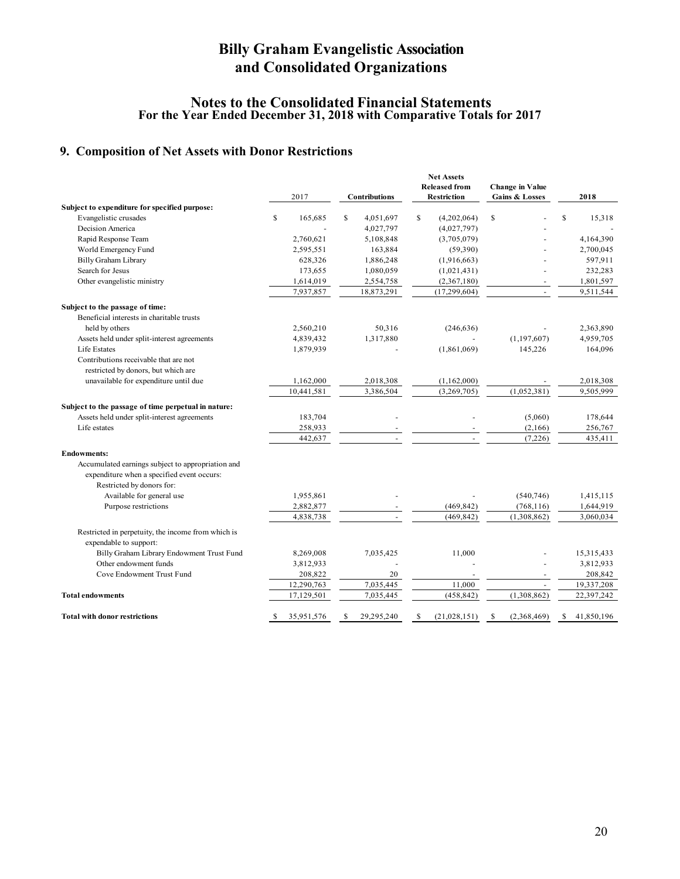# Billy Graham Evangelistic Association and Consolidated Organizations

## Notes to the Consolidated Financial Statements
### For the Year Ended December 31, 2018 with Comparative Totals for 2017

## 9. Composition of Net Assets with Donor Restrictions

| | 2017 | Contributions | Net Assets Released from Restriction | Change in Value Gains & Losses | 2018 |
|---|---|---|---|---|---|
| **Subject to expenditure for specified purpose:** | | | | | |
| Evangelistic crusades | $ 165,685 | $ 4,051,697 | $ (4,202,064) | $ - | $ 15,318 |
| Decision America | - | 4,027,797 | (4,027,797) | - | - |
| Rapid Response Team | 2,760,621 | 5,108,848 | (3,705,079) | - | 4,164,390 |
| World Emergency Fund | 2,595,551 | 163,884 | (59,390) | - | 2,700,045 |
| Billy Graham Library | 628,326 | 1,886,248 | (1,916,663) | - | 597,911 |
| Search for Jesus | 173,655 | 1,080,059 | (1,021,431) | - | 232,283 |
| Other evangelistic ministry | 1,614,019 | 2,554,758 | (2,367,180) | - | 1,801,597 |
| | 7,937,857 | 18,873,291 | (17,299,604) | - | 9,511,544 |
| **Subject to the passage of time:** | | | | | |
| Beneficial interests in charitable trusts held by others | 2,560,210 | 50,316 | (246,636) | - | 2,363,890 |
| Assets held under split-interest agreements | 4,839,432 | 1,317,880 | - | (1,197,607) | 4,959,705 |
| Life Estates | 1,879,939 | - | (1,861,069) | 145,226 | 164,096 |
| Contributions receivable that are not restricted by donors, but which are unavailable for expenditure until due | 1,162,000 | 2,018,308 | (1,162,000) | - | 2,018,308 |
| | 10,441,581 | 3,386,504 | (3,269,705) | (1,052,381) | 9,505,999 |
| **Subject to the passage of time perpetual in nature:** | | | | | |
| Assets held under split-interest agreements | 183,704 | - | - | (5,060) | 178,644 |
| Life estates | 258,933 | - | - | (2,166) | 256,767 |
| | 442,637 | - | - | (7,226) | 435,411 |
| **Endowments:** | | | | | |
| Accumulated earnings subject to appropriation and expenditure when a specified event occurs: | | | | | |
| Restricted by donors for: | | | | | |
| Available for general use | 1,955,861 | - | - | (540,746) | 1,415,115 |
| Purpose restrictions | 2,882,877 | - | (469,842) | (768,116) | 1,644,919 |
| | 4,838,738 | - | (469,842) | (1,308,862) | 3,060,034 |
| Restricted in perpetuity, the income from which is expendable to support: | | | | | |
| Billy Graham Library Endowment Trust Fund | 8,269,008 | 7,035,425 | 11,000 | - | 15,315,433 |
| Other endowment funds | 3,812,933 | - | - | - | 3,812,933 |
| Cove Endowment Trust Fund | 208,822 | 20 | - | - | 208,842 |
| | 12,290,763 | 7,035,445 | 11,000 | - | 19,337,208 |
| **Total endowments** | 17,129,501 | 7,035,445 | (458,842) | (1,308,862) | 22,397,242 |
| **Total with donor restrictions** | $ 35,951,576 | $ 29,295,240 | $ (21,028,151) | $ (2,368,469) | $ 41,850,196 |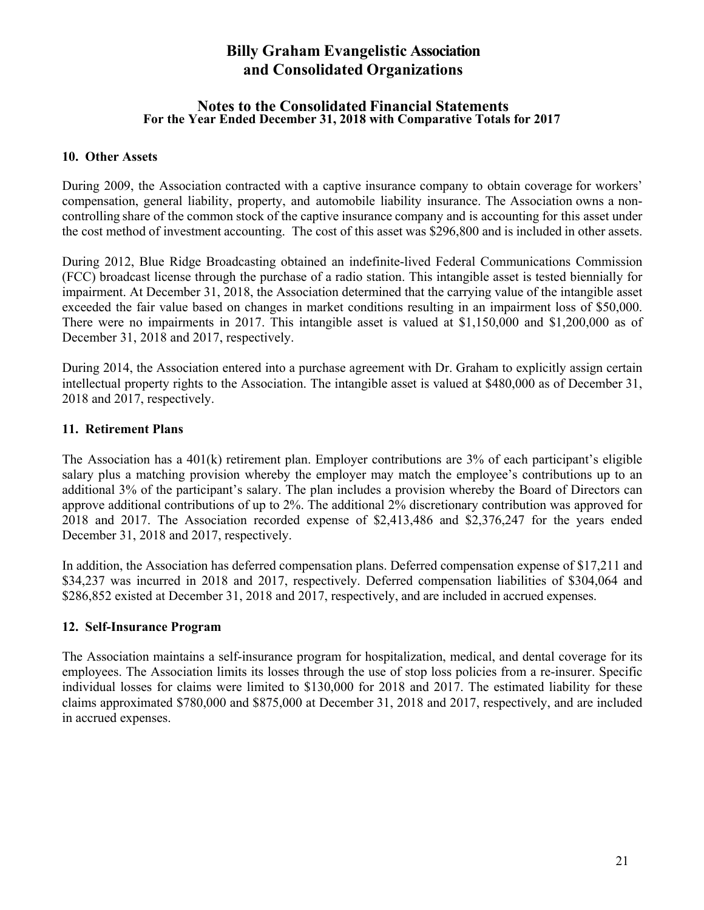# Billy Graham Evangelistic Association and Consolidated Organizations

## Notes to the Consolidated Financial Statements
### For the Year Ended December 31, 2018 with Comparative Totals for 2017

**10. Other Assets**

During 2009, the Association contracted with a captive insurance company to obtain coverage for workers' compensation, general liability, property, and automobile liability insurance. The Association owns a non-controlling share of the common stock of the captive insurance company and is accounting for this asset under the cost method of investment accounting. The cost of this asset was $296,800 and is included in other assets.

During 2012, Blue Ridge Broadcasting obtained an indefinite-lived Federal Communications Commission (FCC) broadcast license through the purchase of a radio station. This intangible asset is tested biennially for impairment. At December 31, 2018, the Association determined that the carrying value of the intangible asset exceeded the fair value based on changes in market conditions resulting in an impairment loss of $50,000. There were no impairments in 2017. This intangible asset is valued at $1,150,000 and $1,200,000 as of December 31, 2018 and 2017, respectively.

During 2014, the Association entered into a purchase agreement with Dr. Graham to explicitly assign certain intellectual property rights to the Association. The intangible asset is valued at $480,000 as of December 31, 2018 and 2017, respectively.

**11. Retirement Plans**

The Association has a 401(k) retirement plan. Employer contributions are 3% of each participant's eligible salary plus a matching provision whereby the employer may match the employee's contributions up to an additional 3% of the participant's salary. The plan includes a provision whereby the Board of Directors can approve additional contributions of up to 2%. The additional 2% discretionary contribution was approved for 2018 and 2017. The Association recorded expense of $2,413,486 and $2,376,247 for the years ended December 31, 2018 and 2017, respectively.

In addition, the Association has deferred compensation plans. Deferred compensation expense of $17,211 and $34,237 was incurred in 2018 and 2017, respectively. Deferred compensation liabilities of $304,064 and $286,852 existed at December 31, 2018 and 2017, respectively, and are included in accrued expenses.

**12. Self-Insurance Program**

The Association maintains a self-insurance program for hospitalization, medical, and dental coverage for its employees. The Association limits its losses through the use of stop loss policies from a re-insurer. Specific individual losses for claims were limited to $130,000 for 2018 and 2017. The estimated liability for these claims approximated $780,000 and $875,000 at December 31, 2018 and 2017, respectively, and are included in accrued expenses.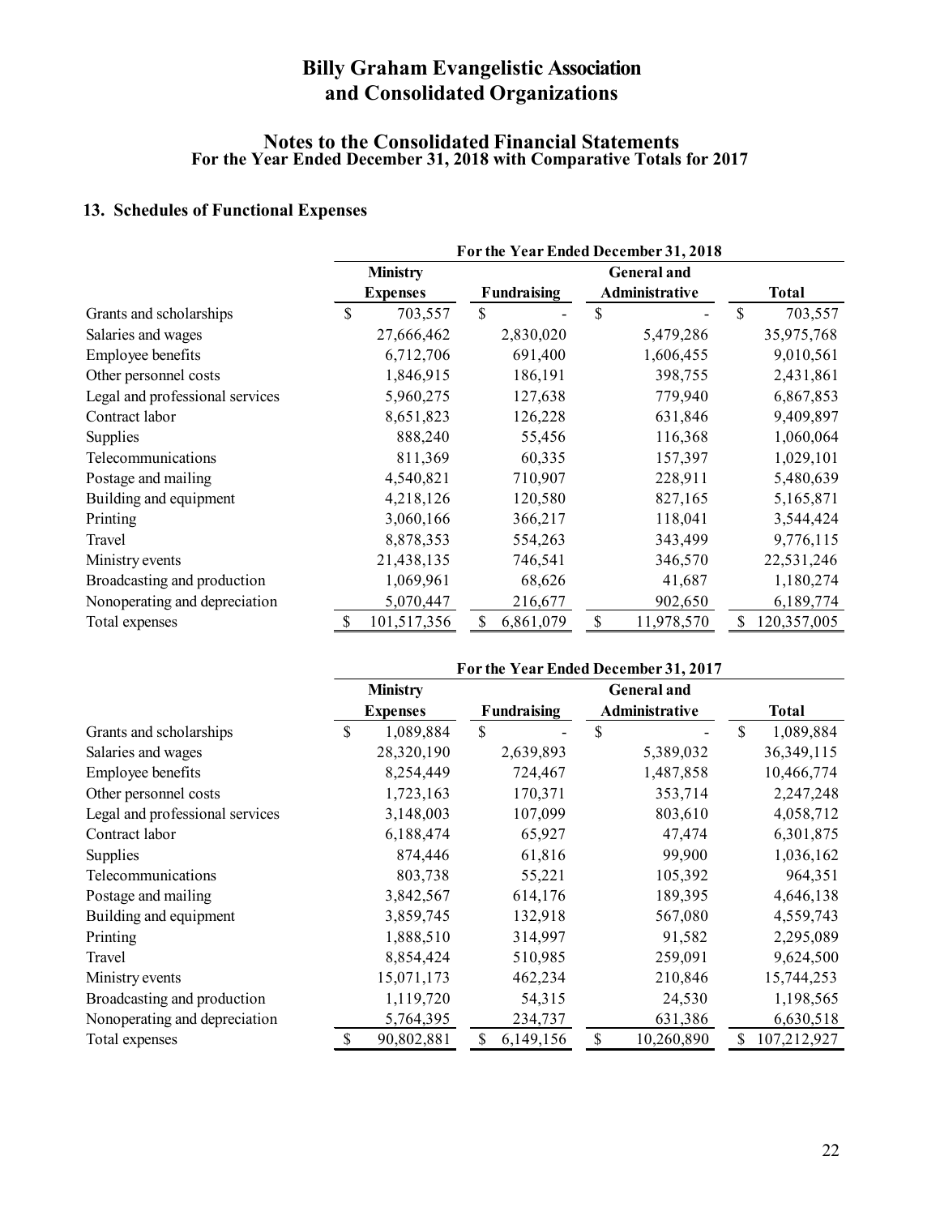# Billy Graham Evangelistic Association and Consolidated Organizations

## Notes to the Consolidated Financial Statements
### For the Year Ended December 31, 2018 with Comparative Totals for 2017

### 13. Schedules of Functional Expenses

| | For the Year Ended December 31, 2018 | | | |
|---|---|---|---|---|
| | Ministry Expenses | Fundraising | General and Administrative | Total |
| Grants and scholarships | $ 703,557 | $ - | $ - | $ 703,557 |
| Salaries and wages | 27,666,462 | 2,830,020 | 5,479,286 | 35,975,768 |
| Employee benefits | 6,712,706 | 691,400 | 1,606,455 | 9,010,561 |
| Other personnel costs | 1,846,915 | 186,191 | 398,755 | 2,431,861 |
| Legal and professional services | 5,960,275 | 127,638 | 779,940 | 6,867,853 |
| Contract labor | 8,651,823 | 126,228 | 631,846 | 9,409,897 |
| Supplies | 888,240 | 55,456 | 116,368 | 1,060,064 |
| Telecommunications | 811,369 | 60,335 | 157,397 | 1,029,101 |
| Postage and mailing | 4,540,821 | 710,907 | 228,911 | 5,480,639 |
| Building and equipment | 4,218,126 | 120,580 | 827,165 | 5,165,871 |
| Printing | 3,060,166 | 366,217 | 118,041 | 3,544,424 |
| Travel | 8,878,353 | 554,263 | 343,499 | 9,776,115 |
| Ministry events | 21,438,135 | 746,541 | 346,570 | 22,531,246 |
| Broadcasting and production | 1,069,961 | 68,626 | 41,687 | 1,180,274 |
| Nonoperating and depreciation | 5,070,447 | 216,677 | 902,650 | 6,189,774 |
| Total expenses | $ 101,517,356 | $ 6,861,079 | $ 11,978,570 | $ 120,357,005 |

| | For the Year Ended December 31, 2017 | | | |
|---|---|---|---|---|
| | Ministry Expenses | Fundraising | General and Administrative | Total |
| Grants and scholarships | $ 1,089,884 | $ - | $ - | $ 1,089,884 |
| Salaries and wages | 28,320,190 | 2,639,893 | 5,389,032 | 36,349,115 |
| Employee benefits | 8,254,449 | 724,467 | 1,487,858 | 10,466,774 |
| Other personnel costs | 1,723,163 | 170,371 | 353,714 | 2,247,248 |
| Legal and professional services | 3,148,003 | 107,099 | 803,610 | 4,058,712 |
| Contract labor | 6,188,474 | 65,927 | 47,474 | 6,301,875 |
| Supplies | 874,446 | 61,816 | 99,900 | 1,036,162 |
| Telecommunications | 803,738 | 55,221 | 105,392 | 964,351 |
| Postage and mailing | 3,842,567 | 614,176 | 189,395 | 4,646,138 |
| Building and equipment | 3,859,745 | 132,918 | 567,080 | 4,559,743 |
| Printing | 1,888,510 | 314,997 | 91,582 | 2,295,089 |
| Travel | 8,854,424 | 510,985 | 259,091 | 9,624,500 |
| Ministry events | 15,071,173 | 462,234 | 210,846 | 15,744,253 |
| Broadcasting and production | 1,119,720 | 54,315 | 24,530 | 1,198,565 |
| Nonoperating and depreciation | 5,764,395 | 234,737 | 631,386 | 6,630,518 |
| Total expenses | $ 90,802,881 | $ 6,149,156 | $ 10,260,890 | $ 107,212,927 |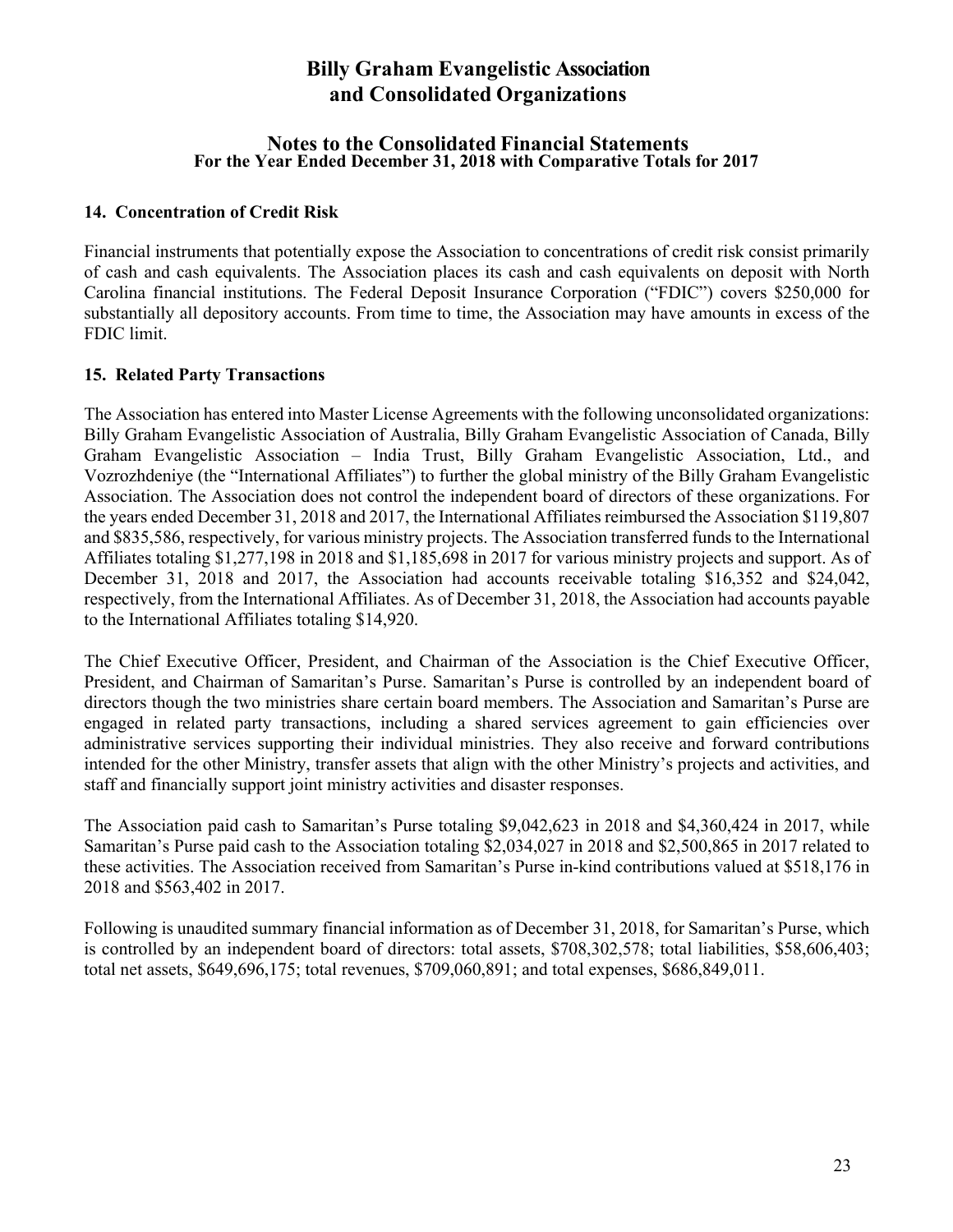# Billy Graham Evangelistic Association and Consolidated Organizations

## Notes to the Consolidated Financial Statements
### For the Year Ended December 31, 2018 with Comparative Totals for 2017

**14. Concentration of Credit Risk**

Financial instruments that potentially expose the Association to concentrations of credit risk consist primarily of cash and cash equivalents. The Association places its cash and cash equivalents on deposit with North Carolina financial institutions. The Federal Deposit Insurance Corporation ("FDIC") covers $250,000 for substantially all depository accounts. From time to time, the Association may have amounts in excess of the FDIC limit.

**15. Related Party Transactions**

The Association has entered into Master License Agreements with the following unconsolidated organizations: Billy Graham Evangelistic Association of Australia, Billy Graham Evangelistic Association of Canada, Billy Graham Evangelistic Association – India Trust, Billy Graham Evangelistic Association, Ltd., and Vozrozhdeniye (the "International Affiliates") to further the global ministry of the Billy Graham Evangelistic Association. The Association does not control the independent board of directors of these organizations. For the years ended December 31, 2018 and 2017, the International Affiliates reimbursed the Association $119,807 and $835,586, respectively, for various ministry projects. The Association transferred funds to the International Affiliates totaling $1,277,198 in 2018 and $1,185,698 in 2017 for various ministry projects and support. As of December 31, 2018 and 2017, the Association had accounts receivable totaling $16,352 and $24,042, respectively, from the International Affiliates. As of December 31, 2018, the Association had accounts payable to the International Affiliates totaling $14,920.

The Chief Executive Officer, President, and Chairman of the Association is the Chief Executive Officer, President, and Chairman of Samaritan's Purse. Samaritan's Purse is controlled by an independent board of directors though the two ministries share certain board members. The Association and Samaritan's Purse are engaged in related party transactions, including a shared services agreement to gain efficiencies over administrative services supporting their individual ministries. They also receive and forward contributions intended for the other Ministry, transfer assets that align with the other Ministry's projects and activities, and staff and financially support joint ministry activities and disaster responses.

The Association paid cash to Samaritan's Purse totaling $9,042,623 in 2018 and $4,360,424 in 2017, while Samaritan's Purse paid cash to the Association totaling $2,034,027 in 2018 and $2,500,865 in 2017 related to these activities. The Association received from Samaritan's Purse in-kind contributions valued at $518,176 in 2018 and $563,402 in 2017.

Following is unaudited summary financial information as of December 31, 2018, for Samaritan's Purse, which is controlled by an independent board of directors: total assets, $708,302,578; total liabilities, $58,606,403; total net assets, $649,696,175; total revenues, $709,060,891; and total expenses, $686,849,011.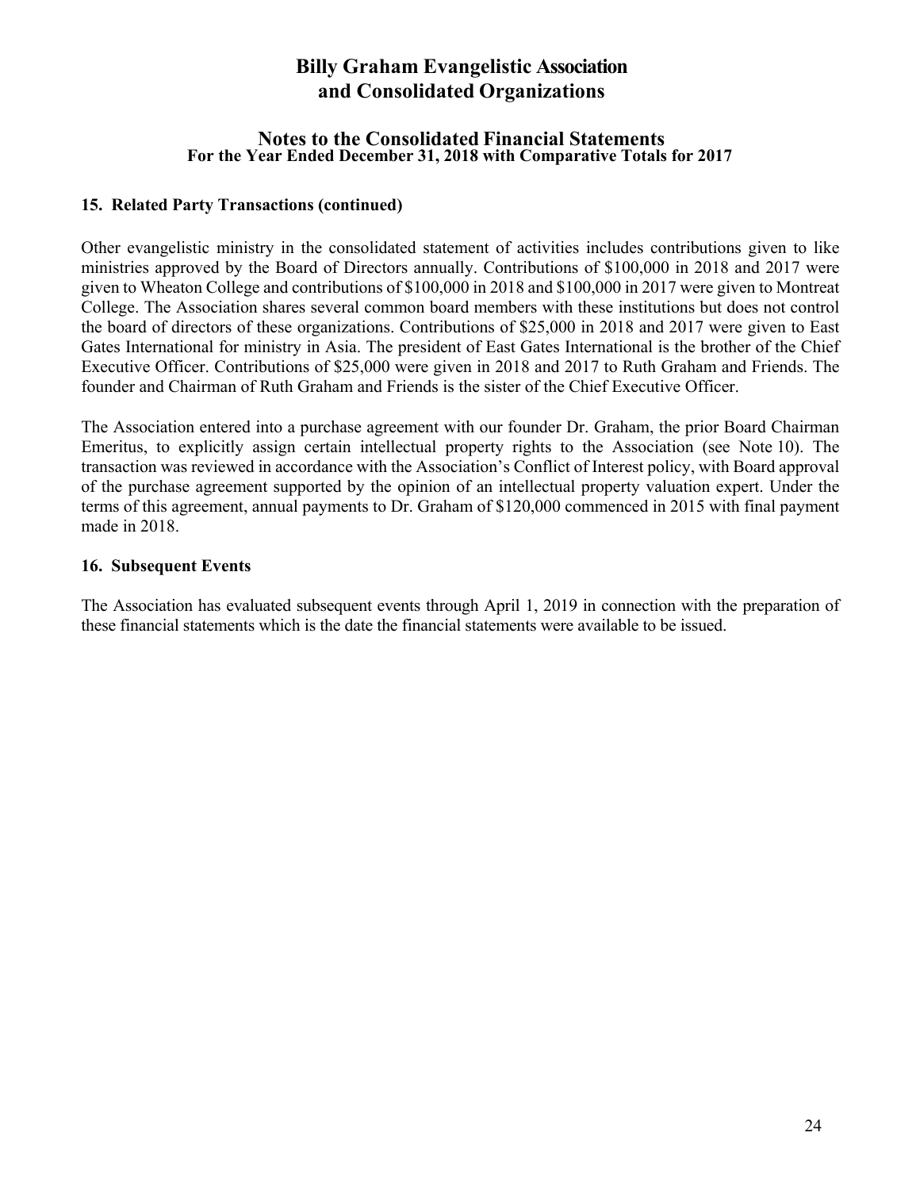# Billy Graham Evangelistic Association and Consolidated Organizations

## Notes to the Consolidated Financial Statements
### For the Year Ended December 31, 2018 with Comparative Totals for 2017

**15. Related Party Transactions (continued)**

Other evangelistic ministry in the consolidated statement of activities includes contributions given to like ministries approved by the Board of Directors annually. Contributions of $100,000 in 2018 and 2017 were given to Wheaton College and contributions of $100,000 in 2018 and $100,000 in 2017 were given to Montreat College. The Association shares several common board members with these institutions but does not control the board of directors of these organizations. Contributions of $25,000 in 2018 and 2017 were given to East Gates International for ministry in Asia. The president of East Gates International is the brother of the Chief Executive Officer. Contributions of $25,000 were given in 2018 and 2017 to Ruth Graham and Friends. The founder and Chairman of Ruth Graham and Friends is the sister of the Chief Executive Officer.

The Association entered into a purchase agreement with our founder Dr. Graham, the prior Board Chairman Emeritus, to explicitly assign certain intellectual property rights to the Association (see Note 10). The transaction was reviewed in accordance with the Association's Conflict of Interest policy, with Board approval of the purchase agreement supported by the opinion of an intellectual property valuation expert. Under the terms of this agreement, annual payments to Dr. Graham of $120,000 commenced in 2015 with final payment made in 2018.

**16. Subsequent Events**

The Association has evaluated subsequent events through April 1, 2019 in connection with the preparation of these financial statements which is the date the financial statements were available to be issued.